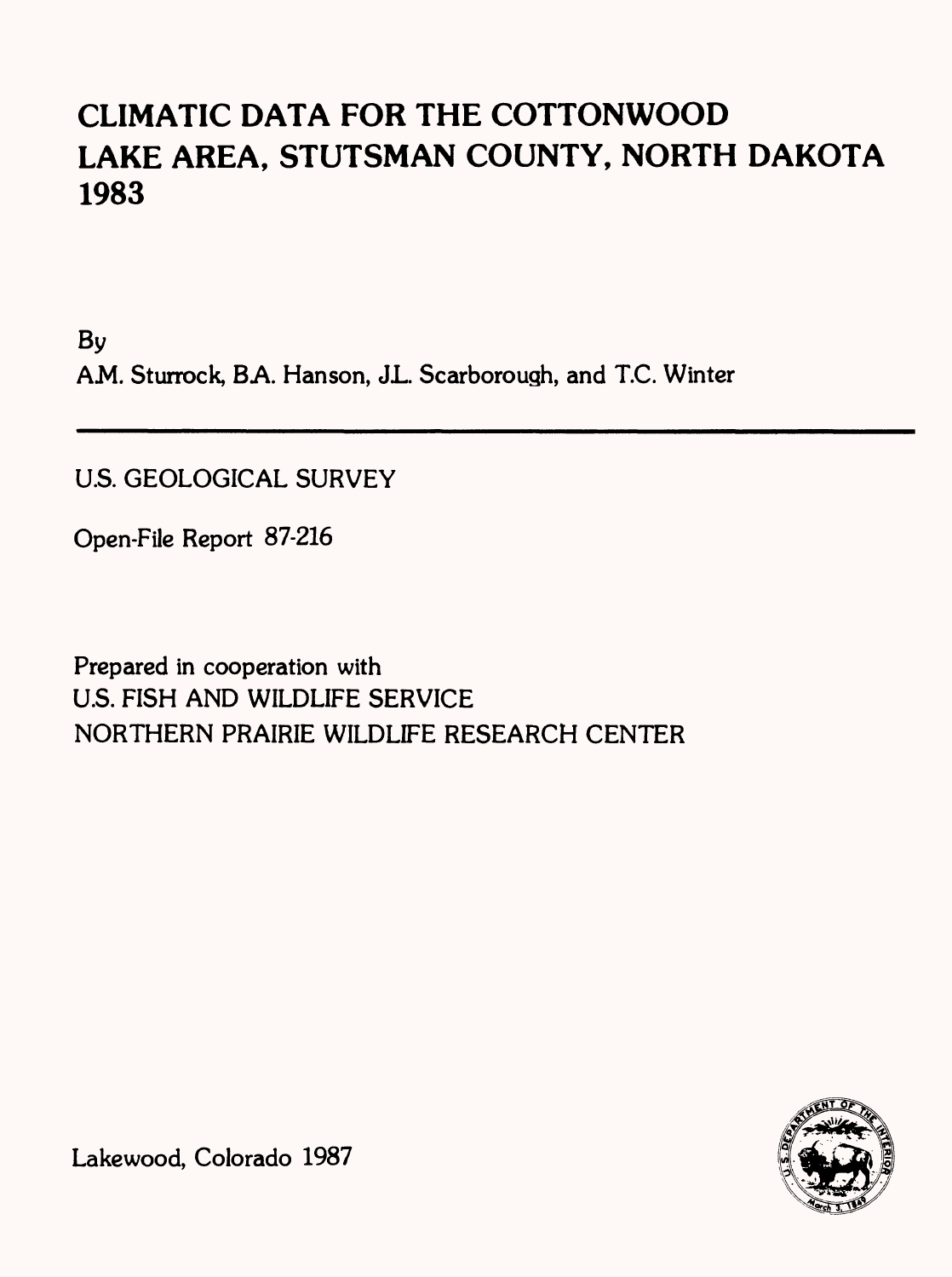# CLIMATIC DATA FOR THE COTTONWOOD LAKE AREA, STUTSMAN COUNTY, NORTH DAKOTA 1983

By

A.M. Sturrock, B.A. Hanson, J.L. Scarborough, and T.C. Winter

---

U.S. GEOLOGICAL SURVEY

Open-File Report 87-216

Prepared in cooperation with
U.S. FISH AND WILDLIFE SERVICE
NORTHERN PRAIRIE WILDLIFE RESEARCH CENTER

Lakewood, Colorado 1987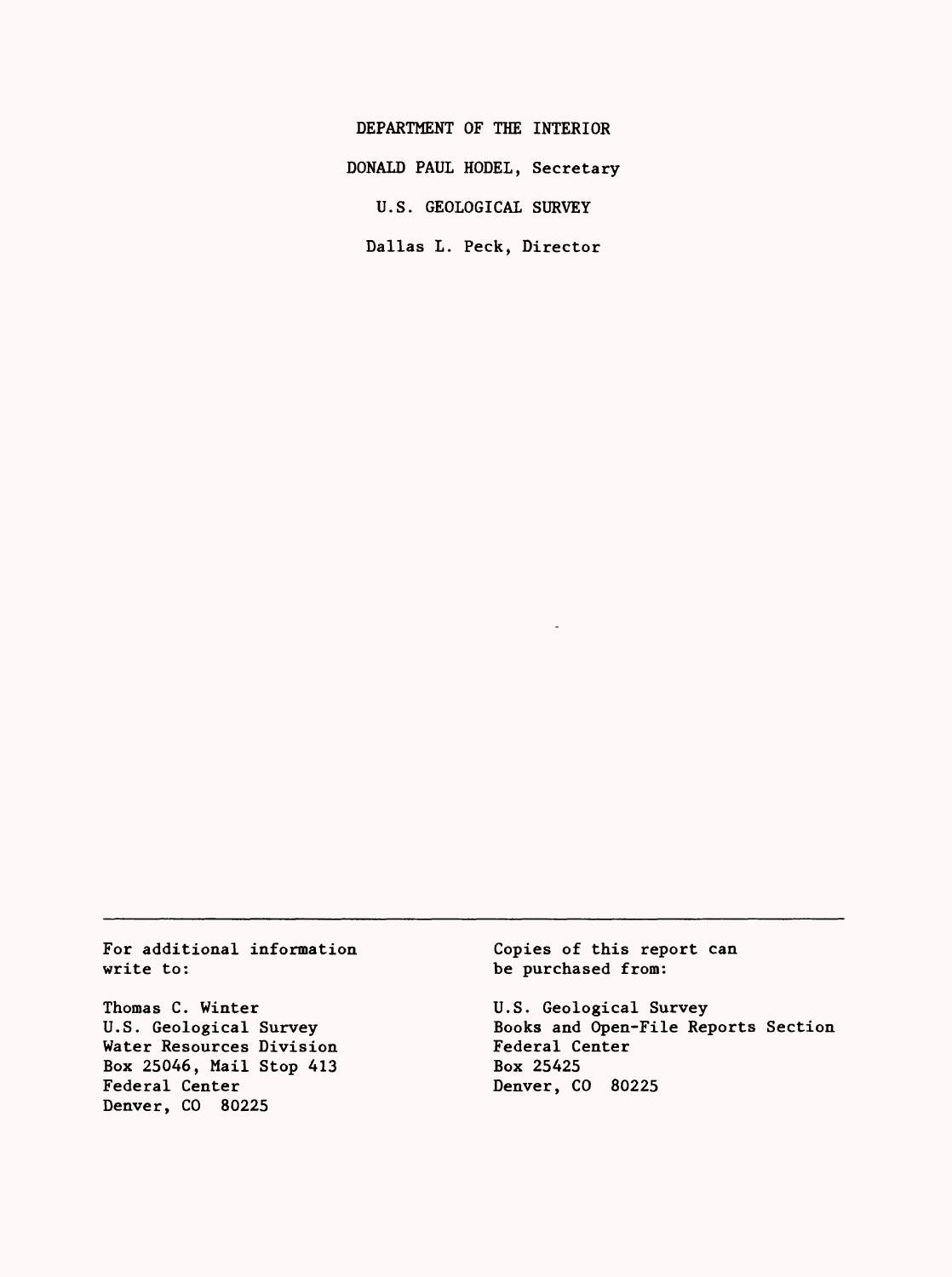DEPARTMENT OF THE INTERIOR

DONALD PAUL HODEL, Secretary

U.S. GEOLOGICAL SURVEY

Dallas L. Peck, Director

---

For additional information write to:

Thomas C. Winter
U.S. Geological Survey
Water Resources Division
Box 25046, Mail Stop 413
Federal Center
Denver, CO 80225

Copies of this report can be purchased from:

U.S. Geological Survey
Books and Open-File Reports Section
Federal Center
Box 25425
Denver, CO 80225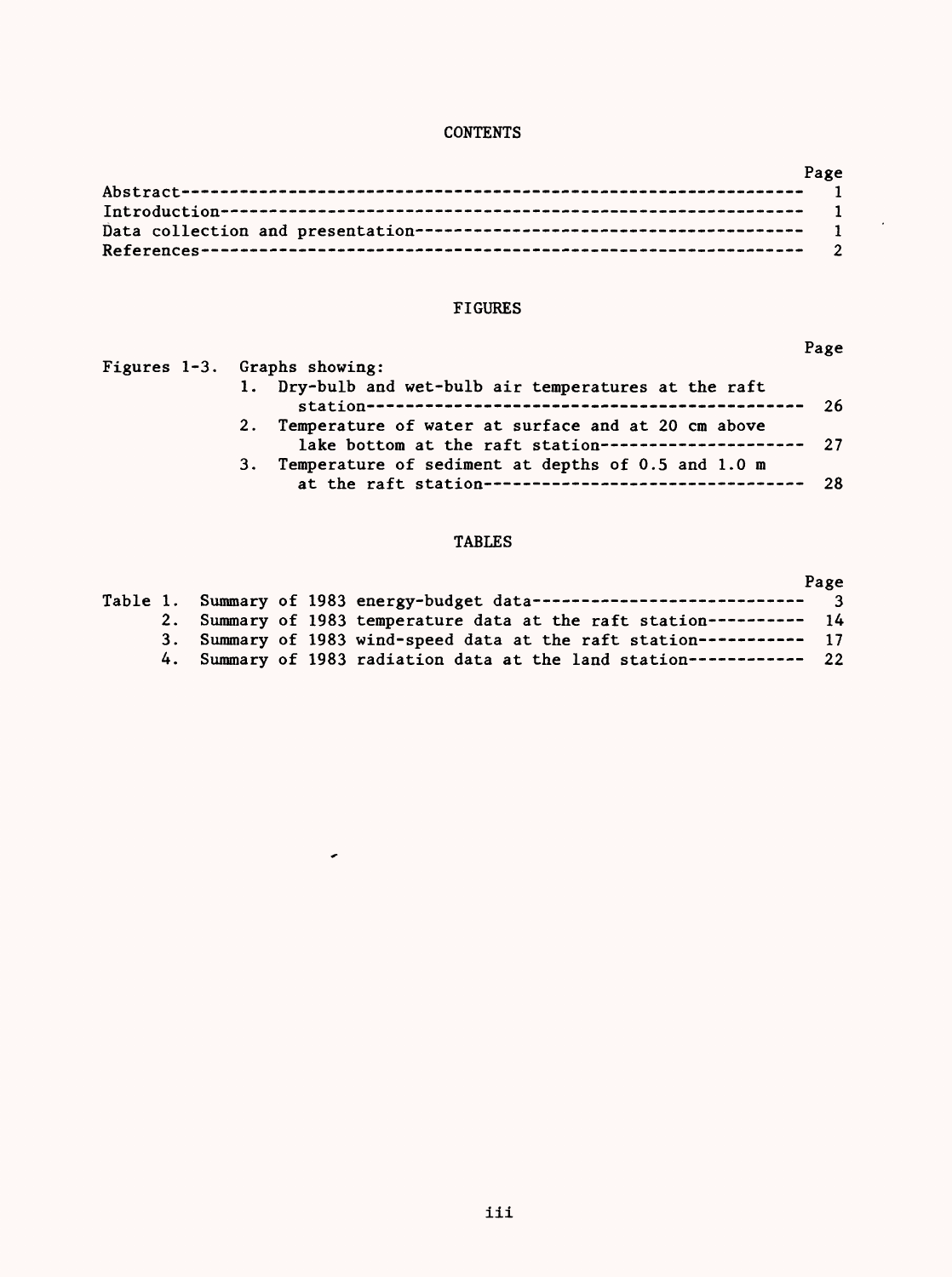# CONTENTS

| | Page |
|---|---|
| Abstract | 1 |
| Introduction | 1 |
| Data collection and presentation | 1 |
| References | 2 |

## FIGURES

| | Page |
|---|---|
| Figures 1-3. Graphs showing: | |
| 1. Dry-bulb and wet-bulb air temperatures at the raft station | 26 |
| 2. Temperature of water at surface and at 20 cm above lake bottom at the raft station | 27 |
| 3. Temperature of sediment at depths of 0.5 and 1.0 m at the raft station | 28 |

## TABLES

| | Page |
|---|---|
| Table 1. Summary of 1983 energy-budget data | 3 |
| 2. Summary of 1983 temperature data at the raft station | 14 |
| 3. Summary of 1983 wind-speed data at the raft station | 17 |
| 4. Summary of 1983 radiation data at the land station | 22 |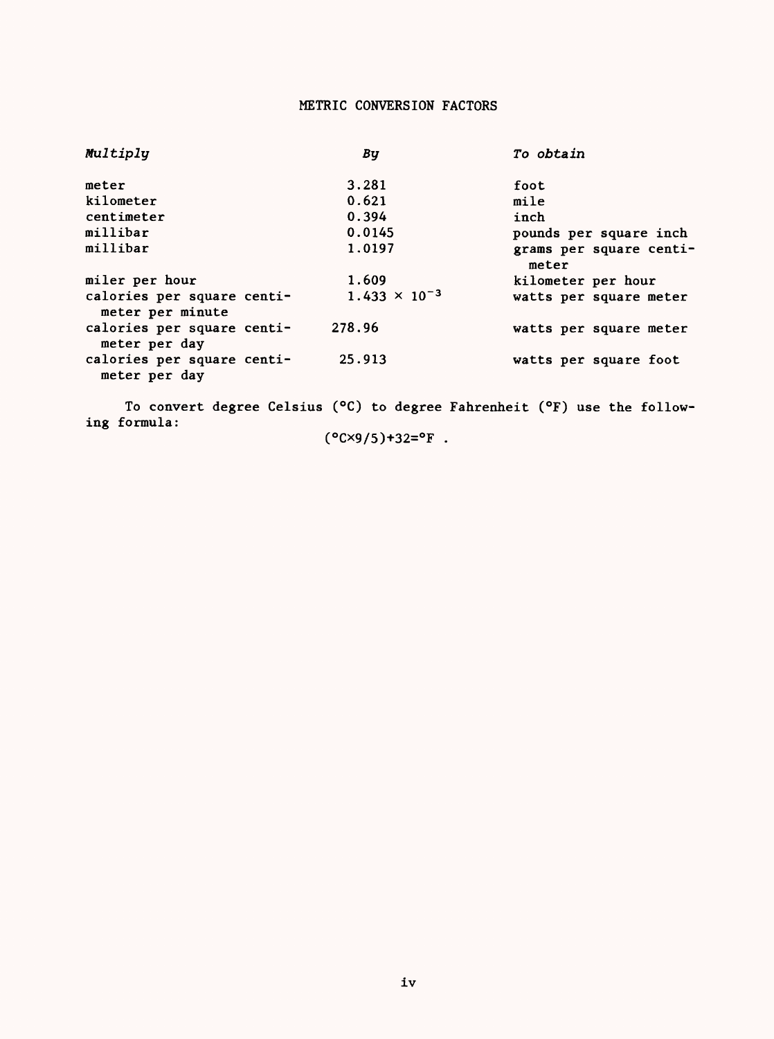# METRIC CONVERSION FACTORS

| *Multiply* | *By* | *To obtain* |
|---|---|---|
| meter | 3.281 | foot |
| kilometer | 0.621 | mile |
| centimeter | 0.394 | inch |
| millibar | 0.0145 | pounds per square inch |
| millibar | 1.0197 | grams per square centimeter |
| miler per hour | 1.609 | kilometer per hour |
| calories per square centimeter per minute | $1.433 \times 10^{-3}$ | watts per square meter |
| calories per square centimeter per day | 278.96 | watts per square meter |
| calories per square centimeter per day | 25.913 | watts per square foot |

To convert degree Celsius (°C) to degree Fahrenheit (°F) use the following formula:

$$(°C \times 9/5)+32=°F \ .$$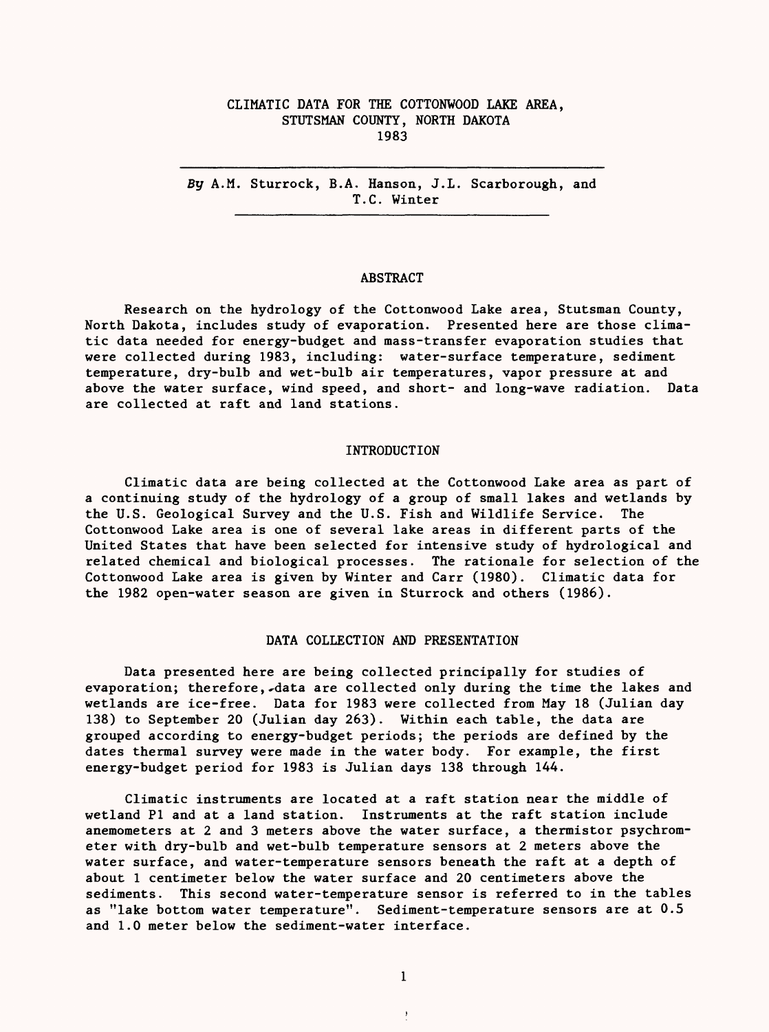# CLIMATIC DATA FOR THE COTTONWOOD LAKE AREA, STUTSMAN COUNTY, NORTH DAKOTA 1983

*By* A.M. Sturrock, B.A. Hanson, J.L. Scarborough, and T.C. Winter

## ABSTRACT

Research on the hydrology of the Cottonwood Lake area, Stutsman County, North Dakota, includes study of evaporation. Presented here are those climatic data needed for energy-budget and mass-transfer evaporation studies that were collected during 1983, including: water-surface temperature, sediment temperature, dry-bulb and wet-bulb air temperatures, vapor pressure at and above the water surface, wind speed, and short- and long-wave radiation. Data are collected at raft and land stations.

## INTRODUCTION

Climatic data are being collected at the Cottonwood Lake area as part of a continuing study of the hydrology of a group of small lakes and wetlands by the U.S. Geological Survey and the U.S. Fish and Wildlife Service. The Cottonwood Lake area is one of several lake areas in different parts of the United States that have been selected for intensive study of hydrological and related chemical and biological processes. The rationale for selection of the Cottonwood Lake area is given by Winter and Carr (1980). Climatic data for the 1982 open-water season are given in Sturrock and others (1986).

## DATA COLLECTION AND PRESENTATION

Data presented here are being collected principally for studies of evaporation; therefore, data are collected only during the time the lakes and wetlands are ice-free. Data for 1983 were collected from May 18 (Julian day 138) to September 20 (Julian day 263). Within each table, the data are grouped according to energy-budget periods; the periods are defined by the dates thermal survey were made in the water body. For example, the first energy-budget period for 1983 is Julian days 138 through 144.

Climatic instruments are located at a raft station near the middle of wetland P1 and at a land station. Instruments at the raft station include anemometers at 2 and 3 meters above the water surface, a thermistor psychrometer with dry-bulb and wet-bulb temperature sensors at 2 meters above the water surface, and water-temperature sensors beneath the raft at a depth of about 1 centimeter below the water surface and 20 centimeters above the sediments. This second water-temperature sensor is referred to in the tables as "lake bottom water temperature". Sediment-temperature sensors are at 0.5 and 1.0 meter below the sediment-water interface.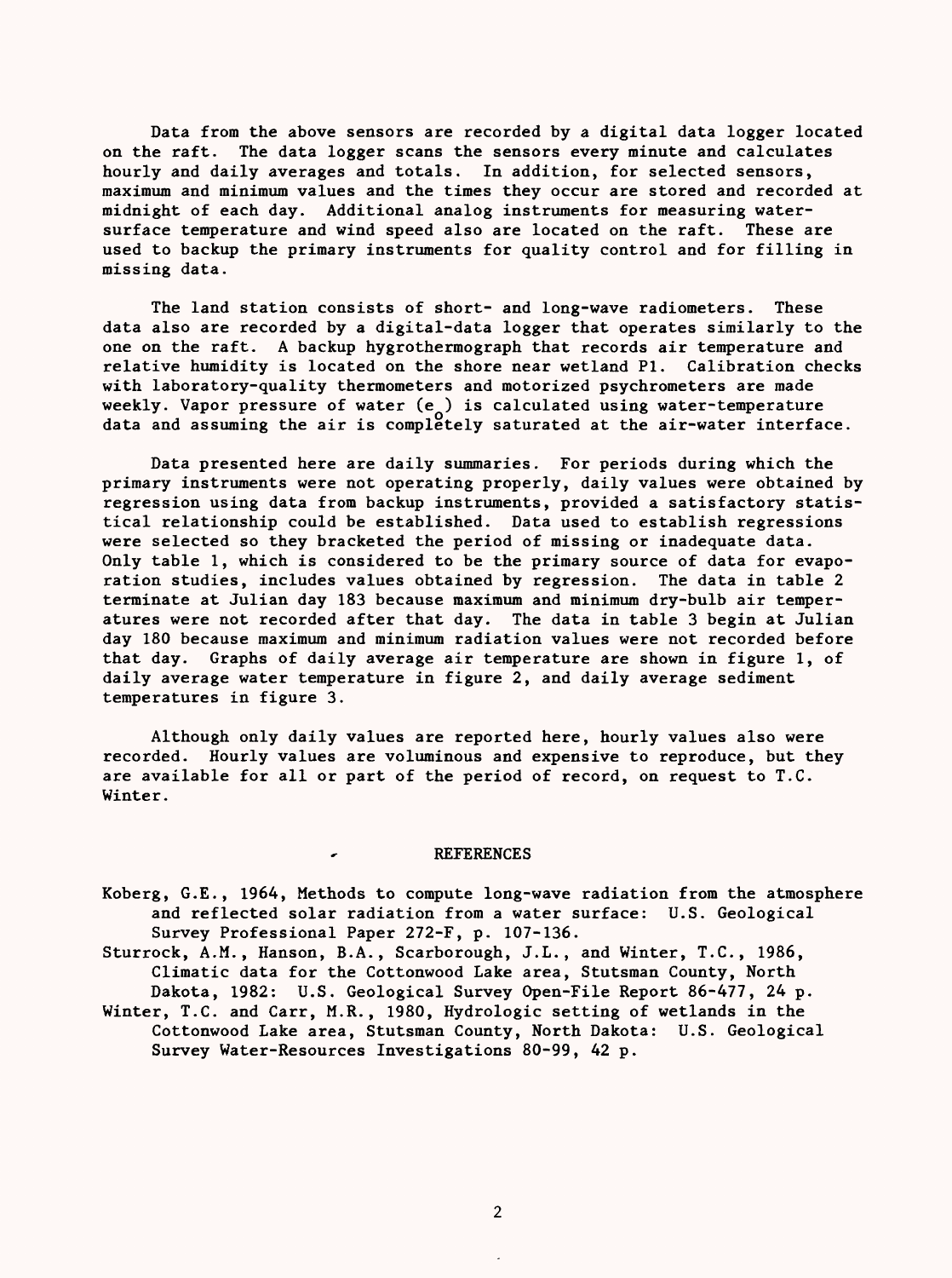Data from the above sensors are recorded by a digital data logger located on the raft. The data logger scans the sensors every minute and calculates hourly and daily averages and totals. In addition, for selected sensors, maximum and minimum values and the times they occur are stored and recorded at midnight of each day. Additional analog instruments for measuring water-surface temperature and wind speed also are located on the raft. These are used to backup the primary instruments for quality control and for filling in missing data.

The land station consists of short- and long-wave radiometers. These data also are recorded by a digital-data logger that operates similarly to the one on the raft. A backup hygrothermograph that records air temperature and relative humidity is located on the shore near wetland P1. Calibration checks with laboratory-quality thermometers and motorized psychrometers are made weekly. Vapor pressure of water ($e_o$) is calculated using water-temperature data and assuming the air is completely saturated at the air-water interface.

Data presented here are daily summaries. For periods during which the primary instruments were not operating properly, daily values were obtained by regression using data from backup instruments, provided a satisfactory statistical relationship could be established. Data used to establish regressions were selected so they bracketed the period of missing or inadequate data. Only table 1, which is considered to be the primary source of data for evaporation studies, includes values obtained by regression. The data in table 2 terminate at Julian day 183 because maximum and minimum dry-bulb air temperatures were not recorded after that day. The data in table 3 begin at Julian day 180 because maximum and minimum radiation values were not recorded before that day. Graphs of daily average air temperature are shown in figure 1, of daily average water temperature in figure 2, and daily average sediment temperatures in figure 3.

Although only daily values are reported here, hourly values also were recorded. Hourly values are voluminous and expensive to reproduce, but they are available for all or part of the period of record, on request to T.C. Winter.

## REFERENCES

Koberg, G.E., 1964, Methods to compute long-wave radiation from the atmosphere and reflected solar radiation from a water surface: U.S. Geological Survey Professional Paper 272-F, p. 107-136.

Sturrock, A.M., Hanson, B.A., Scarborough, J.L., and Winter, T.C., 1986, Climatic data for the Cottonwood Lake area, Stutsman County, North Dakota, 1982: U.S. Geological Survey Open-File Report 86-477, 24 p.

Winter, T.C. and Carr, M.R., 1980, Hydrologic setting of wetlands in the Cottonwood Lake area, Stutsman County, North Dakota: U.S. Geological Survey Water-Resources Investigations 80-99, 42 p.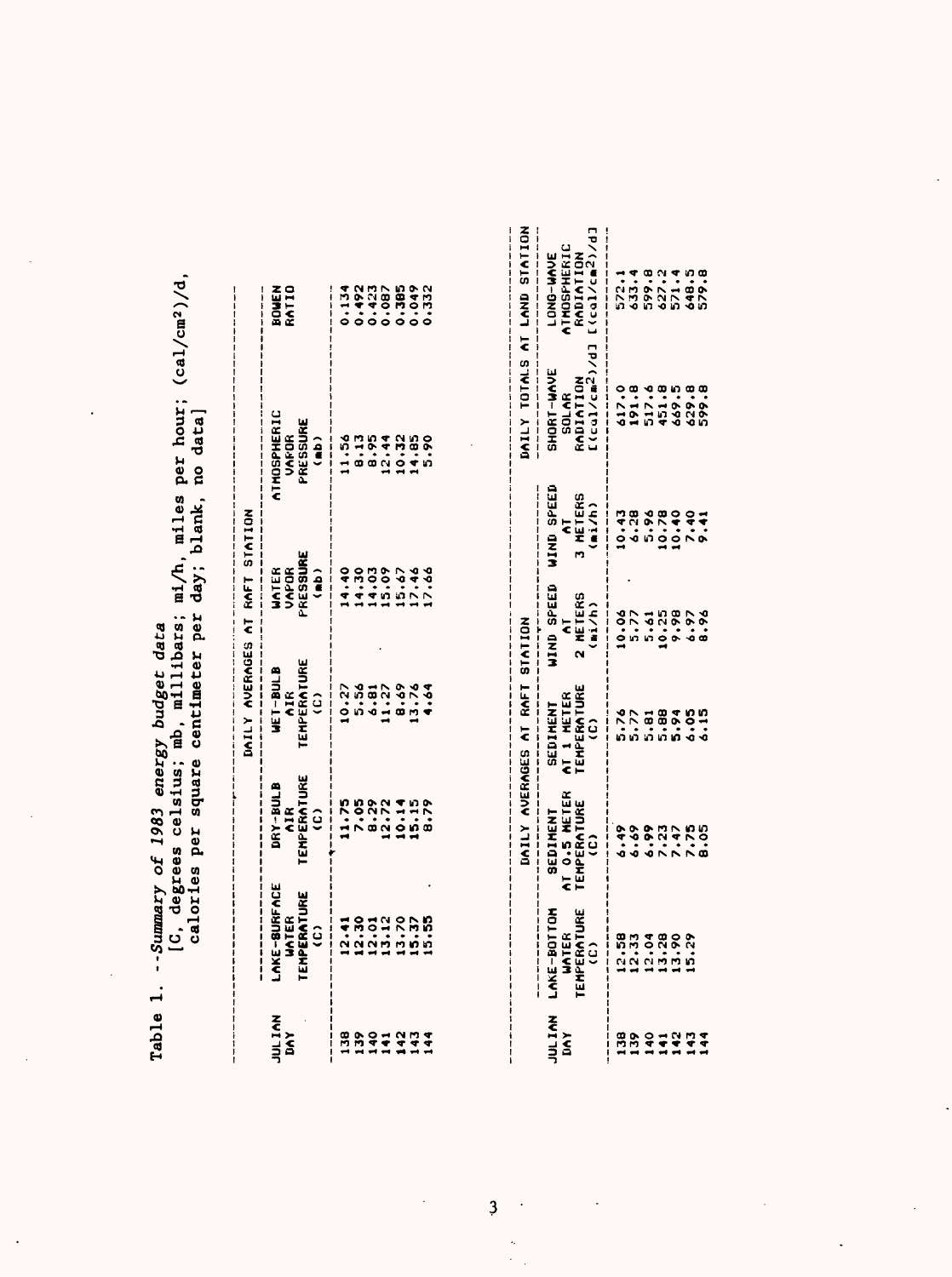Table 1. --*Summary of 1983 energy budget data*

[C, degrees celsius; mb, millibars; mi/h, miles per hour; (cal/cm²)/d, calories per square centimeter per day; blank, no data]

| JULIAN DAY | DAILY AVERAGES AT RAFT STATION | | | | | | |
|---|---|---|---|---|---|---|---|
| | LAKE-SURFACE WATER TEMPERATURE (C) | DRY-BULB AIR TEMPERATURE (C) | WET-BULB AIR TEMPERATURE (C) | WATER VAPOR PRESSURE (mb) | ATMOSPHERIC VAPOR PRESSURE (mb) | BOWEN RATIO |
| 138 | 12.41 | 11.75 | 10.27 | 14.40 | 11.56 | 0.134 |
| 139 | 12.30 | 7.05 | 5.56 | 14.30 | 8.13 | 0.492 |
| 140 | 12.01 | 8.29 | 6.81 | 14.03 | 8.95 | 0.423 |
| 141 | 13.12 | 12.72 | 11.27 | 15.09 | 12.44 | 0.087 |
| 142 | 13.70 | 10.14 | 8.69 | 15.67 | 10.32 | 0.385 |
| 143 | 15.37 | 15.15 | 13.76 | 17.46 | 14.85 | 0.049 |
| 144 | 15.55 | 8.79 | 4.64 | 17.66 | 5.90 | 0.332 |

| JULIAN DAY | DAILY AVERAGES AT RAFT STATION | | | | | DAILY TOTALS AT LAND STATION | |
|---|---|---|---|---|---|---|---|
| | LAKE-BOTTOM WATER TEMPERATURE (C) | SEDIMENT AT 0.5 METER TEMPERATURE (C) | SEDIMENT AT 1 METER TEMPERATURE (C) | WIND SPEED AT 2 METERS (mi/h) | WIND SPEED AT 3 METERS (mi/h) | SHORT-WAVE SOLAR RADIATION [(cal/cm²)/d] | LONG-WAVE ATMOSPHERIC RADIATION [(cal/cm²)/d] |
| 138 | 12.58 | 6.49 | 5.76 | 10.06 | 10.43 | 617.0 | 572.1 |
| 139 | 12.33 | 6.69 | 5.77 | 5.77 | 6.28 | 191.8 | 633.4 |
| 140 | 12.04 | 6.99 | 5.81 | 5.61 | 5.96 | 517.6 | 599.8 |
| 141 | 13.28 | 7.23 | 5.88 | 10.25 | 10.78 | 451.8 | 627.2 |
| 142 | 13.90 | 7.47 | 5.94 | 9.98 | 10.40 | 669.5 | 571.4 |
| 143 | 15.29 | 7.75 | 6.05 | 6.97 | 7.40 | 629.8 | 648.5 |
| 144 | | 8.05 | 6.15 | 8.96 | 9.41 | 599.8 | 579.8 |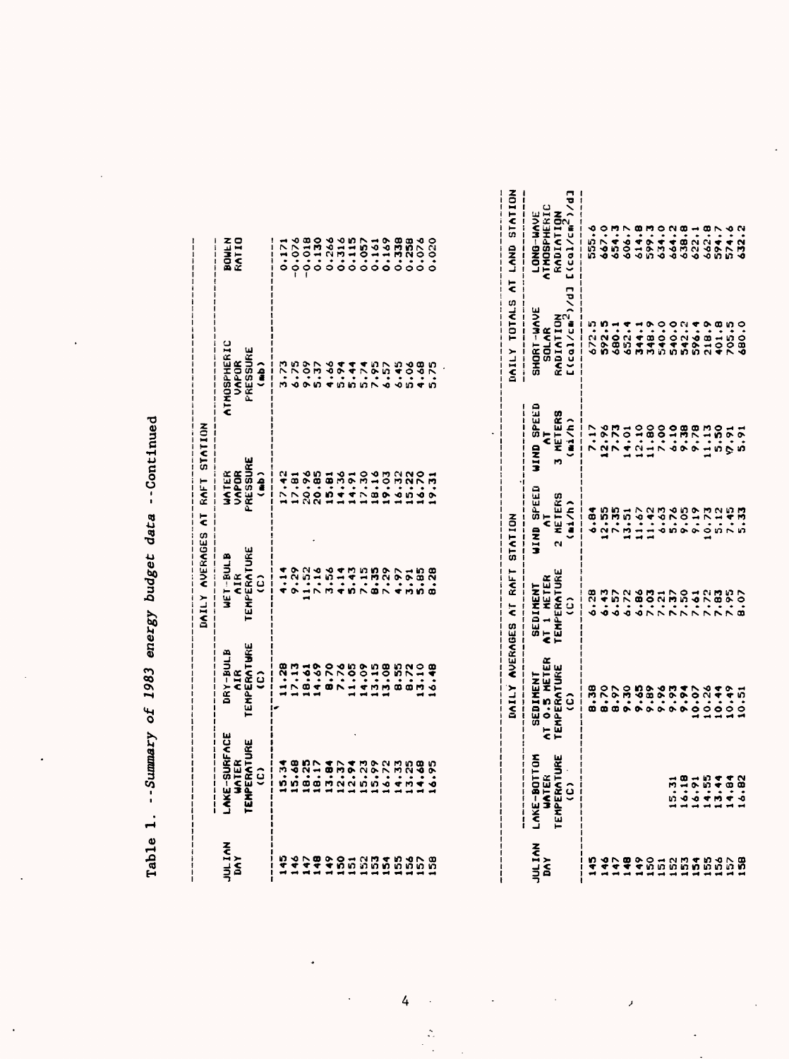Table 1. --*Summary of 1983 energy budget data* --Continued

| JULIAN DAY | DAILY AVERAGES AT RAFT STATION | | | | | | |
|---|---|---|---|---|---|---|---|
| | LAKE-SURFACE WATER TEMPERATURE (C) | DRY-BULB AIR TEMPERATURE (C) | WET-BULB AIR TEMPERATURE (C) | WATER VAPOR PRESSURE (mb) | ATMOSPHERIC VAPOR PRESSURE (mb) | BOWEN RATIO |
| 145 | 15.34 | 11.28 | 4.14 | 17.42 | 3.73 | 0.171 |
| 146 | 15.68 | 17.13 | 9.29 | 17.81 | 6.75 | -0.076 |
| 147 | 18.25 | 18.61 | 11.52 | 20.96 | 9.09 | -0.018 |
| 148 | 18.17 | 14.69 | 7.16 | 20.85 | 5.37 | 0.130 |
| 149 | 13.84 | 8.70 | 3.56 | 15.81 | 4.66 | 0.266 |
| 150 | 12.37 | 7.76 | 4.14 | 14.36 | 5.94 | 0.316 |
| 151 | 12.94 | 11.05 | 5.43 | 14.91 | 5.44 | 0.115 |
| 152 | 15.23 | 14.09 | 7.15 | 17.30 | 5.74 | 0.057 |
| 153 | 15.99 | 13.15 | 8.35 | 18.16 | 7.95 | 0.161 |
| 154 | 16.72 | 13.08 | 7.29 | 19.03 | 6.57 | 0.169 |
| 155 | 14.33 | 8.55 | 4.97 | 16.32 | 6.45 | 0.338 |
| 156 | 13.25 | 8.72 | 3.91 | 15.22 | 5.06 | 0.258 |
| 157 | 14.68 | 13.10 | 5.85 | 16.70 | 4.68 | 0.076 |
| 158 | 16.95 | 16.48 | 8.28 | 19.31 | 5.75 | 0.020 |

| JULIAN DAY | DAILY AVERAGES AT RAFT STATION | | | | | DAILY TOTALS AT LAND STATION | |
|---|---|---|---|---|---|---|---|
| | LAKE-BOTTOM WATER TEMPERATURE (C) | SEDIMENT AT 0.5 METER TEMPERATURE (C) | SEDIMENT AT 1 METER TEMPERATURE (C) | WIND SPEED AT 2 METERS (mi/h) | WIND SPEED AT 3 METERS (mi/h) | SHORT-WAVE SOLAR RADIATION [(cal/cm²)/d] | LONG-WAVE ATMOSPHERIC RADIATION [(cal/cm²)/d] |
| 145 | | 8.38 | 6.28 | 6.84 | 7.17 | 672.5 | 555.6 |
| 146 | | 8.70 | 6.43 | 12.55 | 12.96 | 592.5 | 667.0 |
| 147 | | 8.97 | 6.57 | 7.35 | 7.73 | 680.1 | 654.3 |
| 148 | | 9.30 | 6.72 | 13.51 | 14.01 | 652.4 | 606.7 |
| 149 | | 9.65 | 6.86 | 11.67 | 12.10 | 344.1 | 614.8 |
| 150 | | 9.89 | 7.03 | 11.42 | 11.80 | 348.9 | 599.3 |
| 151 | | 9.96 | 7.21 | 6.63 | 7.00 | 540.0 | 634.0 |
| 152 | 15.31 | 9.93 | 7.37 | 5.76 | 6.10 | 540.0 | 664.2 |
| 153 | 16.18 | 9.94 | 7.50 | 9.05 | 9.38 | 542.2 | 638.8 |
| 154 | 16.91 | 10.07 | 7.61 | 9.19 | 9.78 | 596.4 | 622.1 |
| 155 | 14.55 | 10.26 | 7.72 | 10.73 | 11.13 | 218.9 | 662.8 |
| 156 | 13.44 | 10.44 | 7.83 | 5.12 | 5.50 | 401.8 | 594.7 |
| 157 | 14.84 | 10.49 | 7.95 | 7.45 | 7.91 | 705.5 | 574.6 |
| 158 | 16.82 | 10.51 | 8.07 | 5.33 | 5.91 | 680.0 | 632.2 |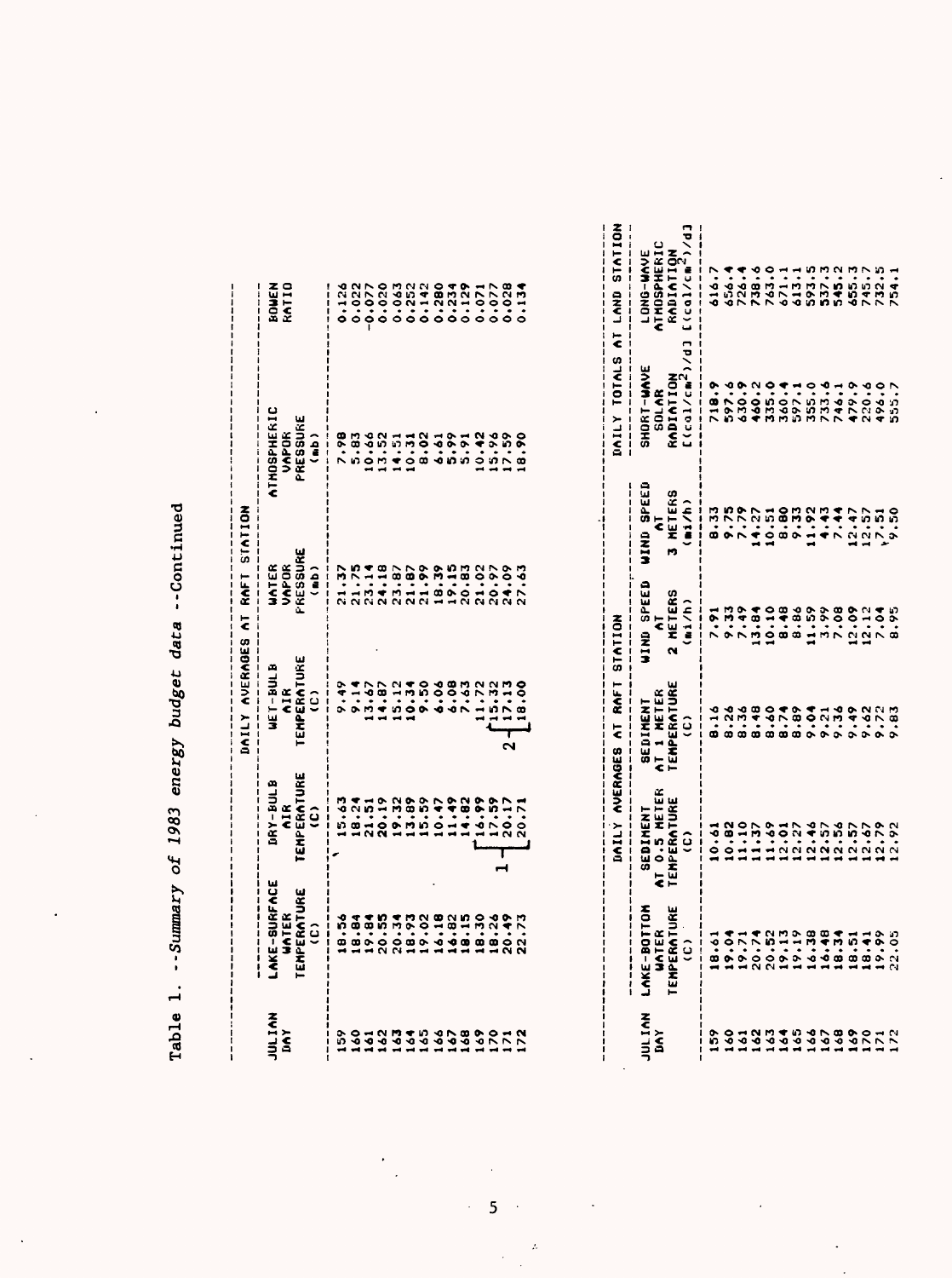Table 1. --*Summary of 1983 energy budget data* --Continued

| JULIAN DAY | DAILY AVERAGES AT RAFT STATION | | | | | |
|---|---|---|---|---|---|---|
| | LAKE-SURFACE WATER TEMPERATURE (C) | DRY-BULB AIR TEMPERATURE (C) | WET-BULB AIR TEMPERATURE (C) | WATER VAPOR PRESSURE (mb) | ATMOSPHERIC VAPOR PRESSURE (mb) | BOWEN RATIO |
| 159 | 18.56 | 15.63 | 9.49 | 21.37 | 7.98 | 0.126 |
| 160 | 18.84 | 18.24 | 9.14 | 21.75 | 5.83 | 0.022 |
| 161 | 19.84 | 21.51 | 13.67 | 23.14 | 10.66 | -0.077 |
| 162 | 20.55 | 20.19 | 14.87 | 24.18 | 13.52 | 0.020 |
| 163 | 20.34 | 19.32 | 15.12 | 23.87 | 14.51 | 0.063 |
| 164 | 18.93 | 13.89 | 10.34 | 21.87 | 10.31 | 0.252 |
| 165 | 19.02 | 15.59 | 9.50 | 21.99 | 8.02 | 0.142 |
| 166 | 16.18 | 10.47 | 6.06 | 18.39 | 6.61 | 0.280 |
| 167 | 16.82 | 11.49 | 6.08 | 19.15 | 5.99 | 0.234 |
| 168 | 18.15 | 14.82 | 7.63 | 20.83 | 5.91 | 0.129 |
| 169 | 18.30 | 16.99 | 11.72 | 21.02 | 10.42 | 0.071 |
| 170 | 18.26 | 17.59 | 15.32 | 20.97 | 15.96 | 0.077 |
| 171 | 20.49 | 20.17 | 17.13 | 24.09 | 17.59 | 0.028 |
| 172 | 22.73 | 20.71 | 18.00 | 27.63 | 18.90 | 0.134 |

Note: Dry-bulb air temperature values for days 169–172 are bracketed and marked "1"; wet-bulb air temperature values for days 170–172 are bracketed and marked "2".

| JULIAN DAY | DAILY AVERAGES AT RAFT STATION | | | | | | DAILY TOTALS AT LAND STATION | |
|---|---|---|---|---|---|---|---|---|
| | LAKE-BOTTOM WATER TEMPERATURE (C) | SEDIMENT AT 0.5 METER TEMPERATURE (C) | SEDIMENT AT 1 METER TEMPERATURE (C) | WIND SPEED AT 2 METERS (mi/h) | WIND SPEED AT 3 METERS (mi/h) | | SHORT-WAVE SOLAR RADIATION [(cal/cm$^2$)/d] | LONG-WAVE ATMOSPHERIC RADIATION [(cal/cm$^2$)/d] |
| 159 | 18.61 | 10.61 | 8.16 | 7.91 | 8.33 | | 718.9 | 616.7 |
| 160 | 19.04 | 10.82 | 8.26 | 9.33 | 9.75 | | 597.6 | 656.4 |
| 161 | 19.71 | 11.10 | 8.36 | 7.49 | 7.79 | | 630.9 | 726.4 |
| 162 | 20.74 | 11.37 | 8.48 | 13.84 | 14.27 | | 460.2 | 738.6 |
| 163 | 20.52 | 11.69 | 8.60 | 10.10 | 10.51 | | 335.0 | 763.0 |
| 164 | 19.13 | 12.01 | 8.74 | 8.48 | 8.80 | | 360.4 | 671.1 |
| 165 | 19.19 | 12.27 | 8.89 | 8.86 | 9.33 | | 597.1 | 613.1 |
| 166 | 16.38 | 12.46 | 9.04 | 11.59 | 11.92 | | 555.0 | 593.5 |
| 167 | 16.48 | 12.57 | 9.21 | 3.99 | 4.43 | | 733.6 | 537.3 |
| 168 | 18.34 | 12.56 | 9.36 | 7.08 | 7.44 | | 746.1 | 545.2 |
| 169 | 18.51 | 12.57 | 9.49 | 12.09 | 12.47 | | 479.9 | 655.3 |
| 170 | 18.41 | 12.67 | 9.62 | 12.12 | 12.57 | | 220.6 | 745.7 |
| 171 | 19.99 | 12.79 | 9.72 | 7.04 | 7.51 | | 496.0 | 732.5 |
| 172 | 22.05 | 12.92 | 9.83 | 8.95 | 9.50 | | 555.7 | 754.1 |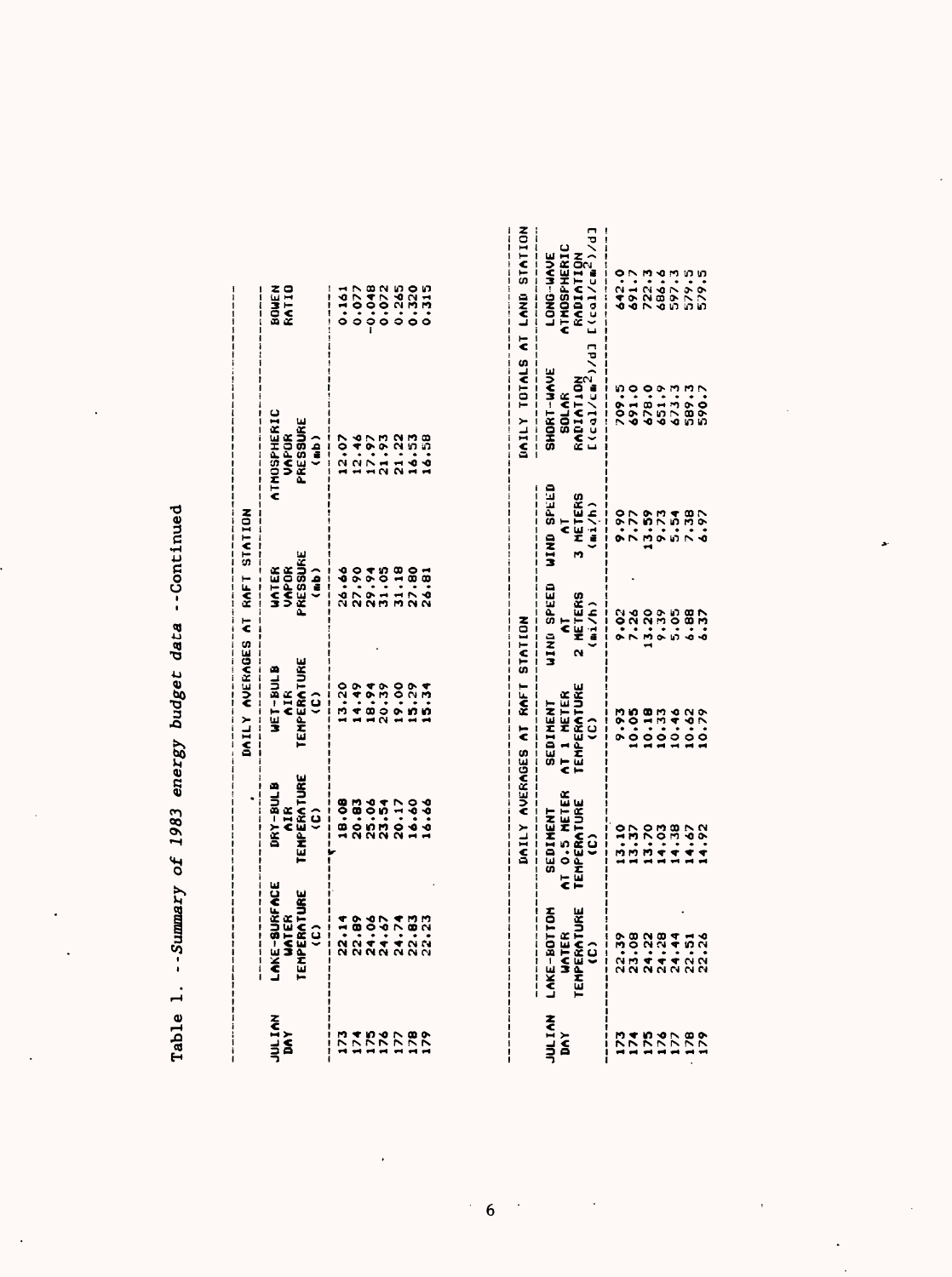Table 1. --*Summary of 1983 energy budget data* --Continued

| JULIAN DAY | DAILY AVERAGES AT RAFT STATION | | | | | | |
|---|---|---|---|---|---|---|---|
| | LAKE-SURFACE WATER TEMPERATURE (C) | DRY-BULB AIR TEMPERATURE (C) | WET-BULB AIR TEMPERATURE (C) | WATER VAPOR PRESSURE (mb) | ATMOSPHERIC VAPOR PRESSURE (mb) | BOWEN RATIO |
| 173 | 22.14 | 18.08 | 13.20 | 26.66 | 12.07 | 0.161 |
| 174 | 22.89 | 20.83 | 14.49 | 27.90 | 12.46 | 0.077 |
| 175 | 24.06 | 25.06 | 18.94 | 29.94 | 17.97 | -0.048 |
| 176 | 24.67 | 23.54 | 20.39 | 31.05 | 21.93 | 0.072 |
| 177 | 24.74 | 20.17 | 19.00 | 31.18 | 21.22 | 0.265 |
| 178 | 22.83 | 16.60 | 15.29 | 27.80 | 16.53 | 0.320 |
| 179 | 22.23 | 16.66 | 15.34 | 26.81 | 16.58 | 0.315 |

| JULIAN DAY | DAILY AVERAGES AT RAFT STATION | | | | | DAILY TOTALS AT LAND STATION | |
|---|---|---|---|---|---|---|---|
| | LAKE-BOTTOM WATER TEMPERATURE (C) | SEDIMENT AT 0.5 METER TEMPERATURE (C) | SEDIMENT AT 1 METER TEMPERATURE (C) | WIND SPEED AT 2 METERS (mi/h) | WIND SPEED AT 3 METERS (mi/h) | SHORT-WAVE SOLAR RADIATION [(cal/cm$^2$)/d] | LONG-WAVE ATMOSPHERIC RADIATION [(cal/cm$^2$)/d] |
| 173 | 22.39 | 13.10 | 9.93 | 9.02 | 9.90 | 709.5 | 642.0 |
| 174 | 23.08 | 13.37 | 10.05 | 7.26 | 7.77 | 691.0 | 691.7 |
| 175 | 24.22 | 13.70 | 10.18 | 13.20 | 13.59 | 678.0 | 722.3 |
| 176 | 24.28 | 14.03 | 10.33 | 9.39 | 9.73 | 651.9 | 686.6 |
| 177 | 24.44 | 14.38 | 10.46 | 5.05 | 5.54 | 673.3 | 597.3 |
| 178 | 22.51 | 14.67 | 10.62 | 6.88 | 7.38 | 589.3 | 579.5 |
| 179 | 22.26 | 14.92 | 10.79 | 6.37 | 6.97 | 590.7 | 579.5 |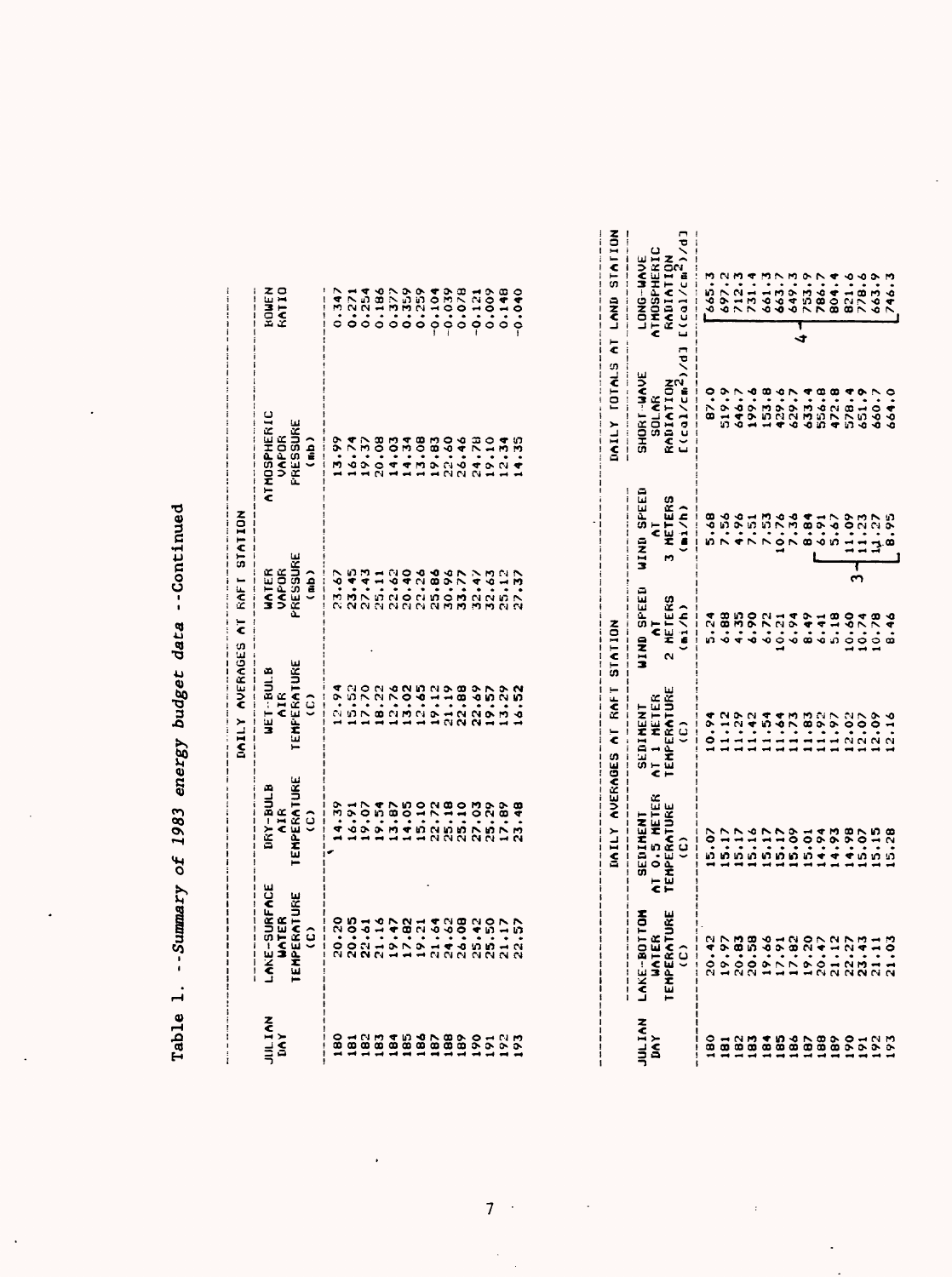Table 1. --*Summary of 1983 energy budget data* --Continued

| JULIAN DAY | DAILY AVERAGES AT RAFT STATION | | | | | | |
|---|---|---|---|---|---|---|---|
| | LAKE-SURFACE WATER TEMPERATURE (C) | DRY-BULB AIR TEMPERATURE (C) | WET-BULB AIR TEMPERATURE (C) | WATER VAPOR PRESSURE (mb) | ATMOSPHERIC VAPOR PRESSURE (mb) | BOWEN RATIO |
| 180 | 20.20 | 14.39 | 12.94 | 23.67 | 13.99 | 0.347 |
| 181 | 20.05 | 16.91 | 15.52 | 23.45 | 16.74 | 0.271 |
| 182 | 22.61 | 19.07 | 17.70 | 27.43 | 19.37 | 0.254 |
| 183 | 21.16 | 19.54 | 18.22 | 25.11 | 20.08 | 0.186 |
| 184 | 19.47 | 13.87 | 12.76 | 22.62 | 14.03 | 0.377 |
| 185 | 17.82 | 14.05 | 13.02 | 20.40 | 14.34 | 0.359 |
| 186 | 19.21 | 15.10 | 12.65 | 22.26 | 13.08 | 0.259 |
| 187 | 21.64 | 22.72 | 19.12 | 25.86 | 19.83 | -0.104 |
| 188 | 24.62 | 25.18 | 21.19 | 30.96 | 22.60 | -0.039 |
| 189 | 26.08 | 25.10 | 22.88 | 33.77 | 26.46 | 0.078 |
| 190 | 25.42 | 27.03 | 22.69 | 32.47 | 24.78 | -0.121 |
| 191 | 25.50 | 25.29 | 19.57 | 32.63 | 19.10 | 0.009 |
| 192 | 21.17 | 17.89 | 13.29 | 25.12 | 12.34 | 0.148 |
| 193 | 22.57 | 23.48 | 16.52 | 27.37 | 14.35 | -0.040 |

| JULIAN DAY | DAILY AVERAGES AT RAFT STATION | | | | | DAILY TOTALS AT LAND STATION | |
|---|---|---|---|---|---|---|---|
| | LAKE-BOTTOM WATER TEMPERATURE (C) | SEDIMENT AT 0.5 METER TEMPERATURE (C) | SEDIMENT AT 1 METER TEMPERATURE (C) | WIND SPEED AT 2 METERS (mi/h) | WIND SPEED AT 3 METERS (mi/h) | SHORT-WAVE SOLAR RADIATION [(cal/cm$^2$)/d] | LONG-WAVE ATMOSPHERIC RADIATION [(cal/cm$^2$)/d] |
| 180 | 20.42 | 15.07 | 10.94 | 5.24 | 5.68 | 87.0 | 665.3 |
| 181 | 19.97 | 15.17 | 11.12 | 6.88 | 7.56 | 519.9 | 697.2 |
| 182 | 20.83 | 15.17 | 11.29 | 4.35 | 4.96 | 646.7 | 712.3 |
| 183 | 20.58 | 15.16 | 11.42 | 6.90 | 7.51 | 199.6 | 731.4 |
| 184 | 19.66 | 15.17 | 11.54 | 6.72 | 7.53 | 153.8 | 661.3 |
| 185 | 17.91 | 15.17 | 11.64 | 10.21 | 10.76 | 429.6 | 663.7 |
| 186 | 17.82 | 15.09 | 11.73 | 6.94 | 7.36 | 629.7 | 649.3 |
| 187 | 19.20 | 15.01 | 11.83 | 8.49 | 8.84 | 633.4 | 753.9 |
| 188 | 20.47 | 14.94 | 11.92 | 6.41 | 6.91 | 556.8 | 786.7 |
| 189 | 21.12 | 14.93 | 11.97 | 5.18 | 5.67 | 472.8 | 804.4 |
| 190 | 22.27 | 14.98 | 12.02 | 10.60 | 11.09 | 578.4 | 821.6 |
| 191 | 23.43 | 15.07 | 12.07 | 10.74 | 11.23 | 651.9 | 778.6 |
| 192 | 21.11 | 15.15 | 12.09 | 10.78 | 11.27 | 660.7 | 663.9 |
| 193 | 21.03 | 15.28 | 12.16 | 8.46 | 8.95 | 664.0 | 746.3 |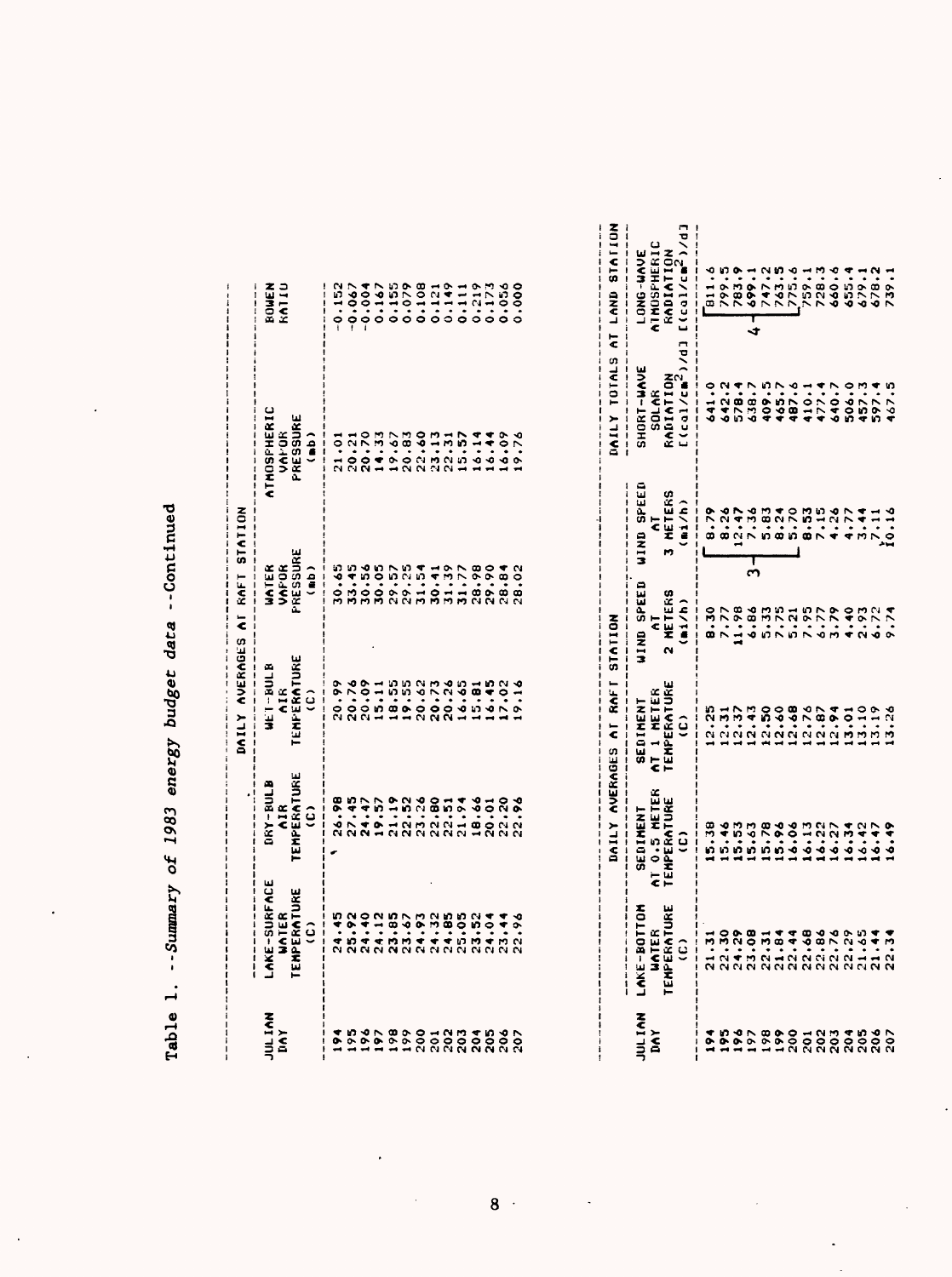Table 1. --*Summary of 1983 energy budget data* --Continued

| JULIAN DAY | DAILY AVERAGES AT RAFT STATION | | | | | | |
|---|---|---|---|---|---|---|---|
| | LAKE-SURFACE WATER TEMPERATURE (C) | DRY-BULB AIR TEMPERATURE (C) | WET-BULB AIR TEMPERATURE (C) | WATER VAPOR PRESSURE (mb) | ATMOSPHERIC VAPOR PRESSURE (mb) | BOWEN RATIO |
| 194 | 24.45 | 26.98 | 20.99 | 30.65 | 21.01 | -0.152 |
| 195 | 25.92 | 27.45 | 20.76 | 33.45 | 20.21 | -0.067 |
| 196 | 24.40 | 24.47 | 20.09 | 30.56 | 20.70 | -0.004 |
| 197 | 24.12 | 19.57 | 15.11 | 30.05 | 14.33 | 0.167 |
| 198 | 23.85 | 21.19 | 18.55 | 29.57 | 19.67 | 0.155 |
| 199 | 23.67 | 22.52 | 19.55 | 29.25 | 20.83 | 0.079 |
| 200 | 24.93 | 23.26 | 20.62 | 31.54 | 22.60 | 0.108 |
| 201 | 24.32 | 22.80 | 20.73 | 30.41 | 23.13 | 0.121 |
| 202 | 24.85 | 22.51 | 20.26 | 31.39 | 22.31 | 0.149 |
| 203 | 25.05 | 21.94 | 16.65 | 31.77 | 15.57 | 0.111 |
| 204 | 23.52 | 18.66 | 15.81 | 28.98 | 16.14 | 0.219 |
| 205 | 24.04 | 20.01 | 16.45 | 29.90 | 16.44 | 0.173 |
| 206 | 23.44 | 22.20 | 17.02 | 28.84 | 16.09 | 0.056 |
| 207 | 22.96 | 22.96 | 19.16 | 28.02 | 19.76 | 0.000 |

| JULIAN DAY | DAILY AVERAGES AT RAFT STATION | | | | | DAILY TOTALS AT LAND STATION | |
|---|---|---|---|---|---|---|---|
| | LAKE-BOTTOM WATER TEMPERATURE (C) | SEDIMENT AT 0.5 METER TEMPERATURE (C) | SEDIMENT AT 1 METER TEMPERATURE (C) | WIND SPEED AT 2 METERS (mi/h) | WIND SPEED AT 3 METERS (mi/h) | SHORT-WAVE SOLAR RADIATION [(cal/cm$^2$)/d] | LONG-WAVE ATMOSPHERIC RADIATION [(cal/cm$^2$)/d] |
| 194 | 21.31 | 15.38 | 12.25 | 8.30 | 8.79[3] | 641.0 | 811.6[4] |
| 195 | 22.30 | 15.46 | 12.31 | 7.77 | 8.26[3] | 642.2 | 799.5[4] |
| 196 | 24.29 | 15.53 | 12.37 | 11.98 | 12.47[3] | 578.4 | 783.9[4] |
| 197 | 23.08 | 15.63 | 12.43 | 6.86 | 7.36[3] | 638.7 | 699.1[4] |
| 198 | 22.31 | 15.78 | 12.50 | 5.33 | 5.83[3] | 409.5 | 747.2[4] |
| 199 | 21.84 | 15.96 | 12.60 | 7.75 | 8.24[3] | 465.7 | 763.5[4] |
| 200 | 22.44 | 16.06 | 12.68 | 5.21 | 5.70[3] | 487.6 | 775.6[4] |
| 201 | 22.68 | 16.13 | 12.76 | 7.95 | 8.53 | 410.1 | 759.1 |
| 202 | 22.86 | 16.22 | 12.87 | 6.77 | 7.15 | 477.4 | 728.3 |
| 203 | 22.76 | 16.27 | 12.94 | 3.79 | 4.26 | 640.7 | 660.6 |
| 204 | 22.29 | 16.34 | 13.01 | 4.40 | 4.77 | 506.0 | 655.4 |
| 205 | 21.65 | 16.42 | 13.10 | 2.93 | 3.44 | 457.3 | 679.1 |
| 206 | 21.44 | 16.47 | 13.19 | 6.72 | 7.11 | 597.4 | 678.2 |
| 207 | 22.34 | 16.49 | 13.26 | 9.74 | 10.16 | 467.5 | 739.1 |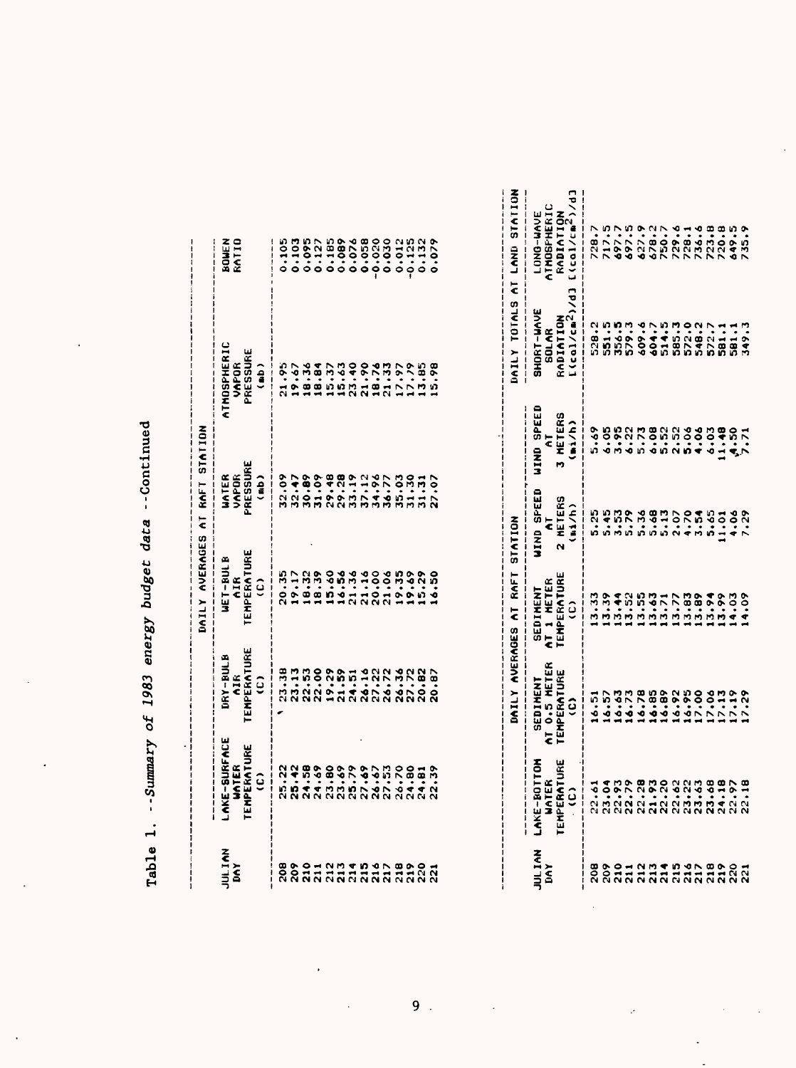Table 1. --*Summary of 1983 energy budget data* --Continued

| | DAILY AVERAGES AT RAFT STATION | | | | | |
|---|---|---|---|---|---|---|
| JULIAN DAY | LAKE-SURFACE WATER TEMPERATURE (C) | DRY-BULB AIR TEMPERATURE (C) | WET-BULB AIR TEMPERATURE (C) | WATER VAPOR PRESSURE (mb) | ATMOSPHERIC VAPOR PRESSURE (mb) | BOWEN RATIO |
| 208 | 25.22 | 23.38 | 20.35 | 32.09 | 21.95 | 0.105 |
| 209 | 25.42 | 23.13 | 19.17 | 32.47 | 19.67 | 0.103 |
| 210 | 24.58 | 22.53 | 18.32 | 30.89 | 18.36 | 0.095 |
| 211 | 24.69 | 22.00 | 18.39 | 31.09 | 18.84 | 0.127 |
| 212 | 23.80 | 19.29 | 15.60 | 29.48 | 15.37 | 0.185 |
| 213 | 23.69 | 21.59 | 16.56 | 29.28 | 15.63 | 0.089 |
| 214 | 25.79 | 24.51 | 21.36 | 33.19 | 23.40 | 0.076 |
| 215 | 27.69 | 26.16 | 21.16 | 37.12 | 21.90 | 0.058 |
| 216 | 26.67 | 27.22 | 20.00 | 34.96 | 18.74 | -0.020 |
| 217 | 27.53 | 26.72 | 21.06 | 36.77 | 21.33 | 0.030 |
| 218 | 26.70 | 26.36 | 19.35 | 35.03 | 17.97 | 0.012 |
| 219 | 24.80 | 27.72 | 19.69 | 31.30 | 17.79 | -0.125 |
| 220 | 24.81 | 20.82 | 15.29 | 31.31 | 13.85 | 0.132 |
| 221 | 22.39 | 20.87 | 16.50 | 27.07 | 15.98 | 0.079 |

| | DAILY AVERAGES AT RAFT STATION | | | | | DAILY TOTALS AT LAND STATION | |
|---|---|---|---|---|---|---|---|
| JULIAN DAY | LAKE-BOTTOM WATER TEMPERATURE (C) | SEDIMENT AT 0.5 METER TEMPERATURE (C) | SEDIMENT AT 1 METER TEMPERATURE (C) | WIND SPEED AT 2 METERS (mi/h) | WIND SPEED AT 3 METERS (mi/h) | SHORT-WAVE SOLAR RADIATION [(cal/cm$^2$)/d] | LONG-WAVE ATMOSPHERIC RADIATION [(cal/cm$^2$)/d] |
| 208 | 22.61 | 16.51 | 13.33 | 5.25 | 5.69 | 528.2 | 728.7 |
| 209 | 23.04 | 16.57 | 13.39 | 5.45 | 6.05 | 551.5 | 717.5 |
| 210 | 22.93 | 16.63 | 13.44 | 3.53 | 3.95 | 356.5 | 697.7 |
| 211 | 22.79 | 16.73 | 13.52 | 5.79 | 6.22 | 579.3 | 697.5 |
| 212 | 22.28 | 16.78 | 13.55 | 5.36 | 5.73 | 609.6 | 627.9 |
| 213 | 21.93 | 16.85 | 13.63 | 5.68 | 6.08 | 604.7 | 678.2 |
| 214 | 22.20 | 16.89 | 13.71 | 5.13 | 5.52 | 514.5 | 750.7 |
| 215 | 22.62 | 16.92 | 13.77 | 2.07 | 2.52 | 585.3 | 729.6 |
| 216 | 23.22 | 16.95 | 13.83 | 4.70 | 5.06 | 572.0 | 728.1 |
| 217 | 23.63 | 17.00 | 13.89 | 3.54 | 4.06 | 548.2 | 736.6 |
| 218 | 23.68 | 17.06 | 13.94 | 5.65 | 6.03 | 572.7 | 723.8 |
| 219 | 24.18 | 17.13 | 13.99 | 11.01 | 11.48 | 581.1 | 720.8 |
| 220 | 22.97 | 17.19 | 14.03 | 4.06 | 4.50 | 581.1 | 649.5 |
| 221 | 22.18 | 17.29 | 14.09 | 7.29 | 7.71 | 349.3 | 735.9 |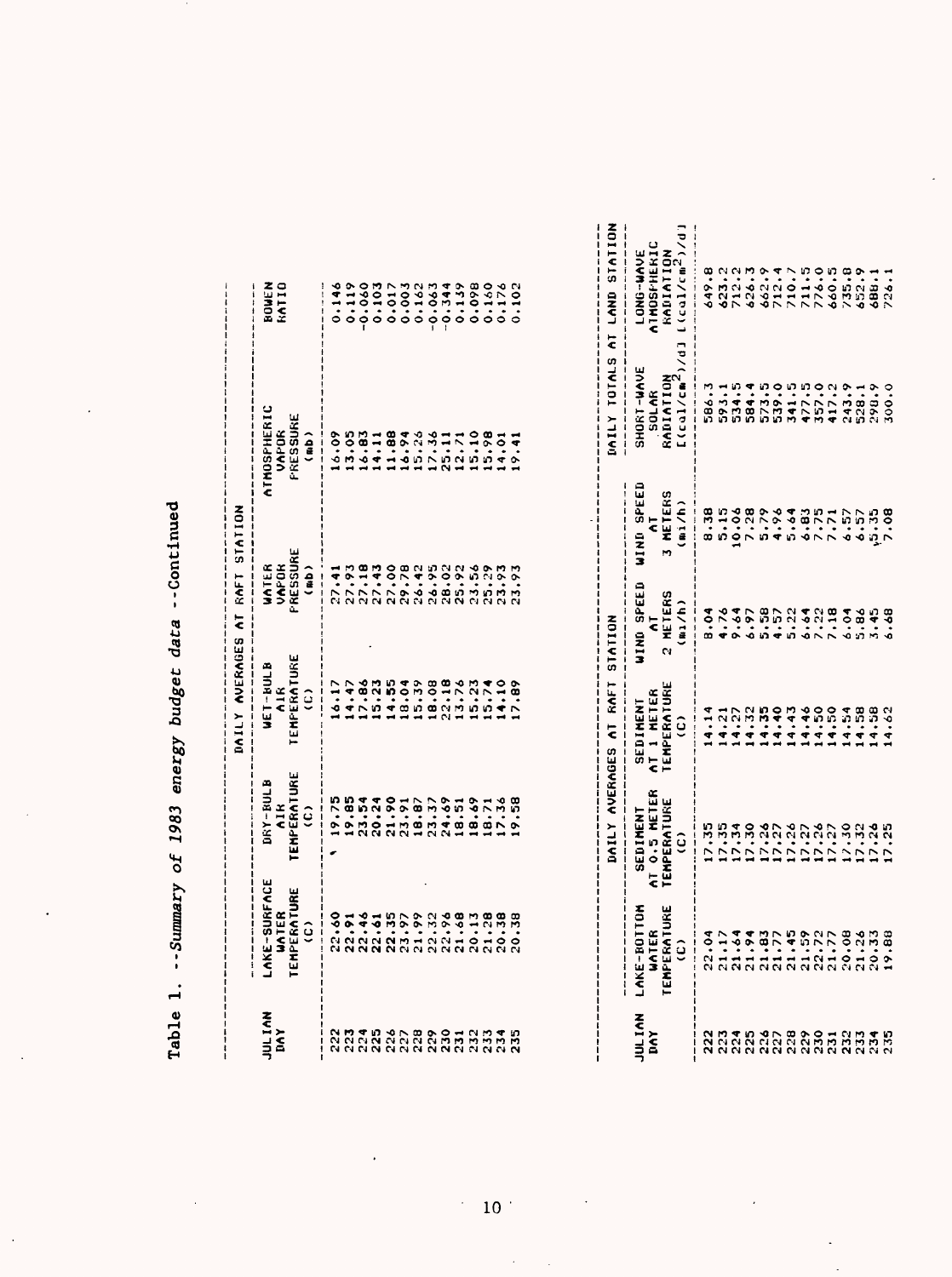Table 1. --*Summary of 1983 energy budget data* --Continued

| JULIAN DAY | DAILY AVERAGES AT RAFT STATION | | | | | | |
|---|---|---|---|---|---|---|---|
| | LAKE-SURFACE WATER TEMPERATURE (C) | DRY-BULB AIR TEMPERATURE (C) | WET-BULB AIR TEMPERATURE (C) | WATER VAPOR PRESSURE (mb) | ATMOSPHERIC VAPOR PRESSURE (mb) | BOWEN RATIO |
| 222 | 22.60 | 19.75 | 16.17 | 27.41 | 16.09 | 0.146 |
| 223 | 22.91 | 19.85 | 14.47 | 27.93 | 13.05 | 0.119 |
| 224 | 22.46 | 23.54 | 17.86 | 27.18 | 16.83 | -0.060 |
| 225 | 22.61 | 20.24 | 15.23 | 27.43 | 14.11 | 0.103 |
| 226 | 22.35 | 21.90 | 14.55 | 27.00 | 11.88 | 0.017 |
| 227 | 23.97 | 23.91 | 18.04 | 29.78 | 16.94 | 0.003 |
| 228 | 21.99 | 18.87 | 15.39 | 26.42 | 15.26 | 0.162 |
| 229 | 22.32 | 23.37 | 18.08 | 26.95 | 17.36 | -0.063 |
| 230 | 22.96 | 24.69 | 22.18 | 28.02 | 25.11 | -0.344 |
| 231 | 21.68 | 18.51 | 13.76 | 25.92 | 12.71 | 0.139 |
| 232 | 20.13 | 18.49 | 15.23 | 23.56 | 15.10 | 0.098 |
| 233 | 21.28 | 18.71 | 15.74 | 25.29 | 15.98 | 0.160 |
| 234 | 20.38 | 17.36 | 14.10 | 23.93 | 14.01 | 0.176 |
| 235 | 20.38 | 19.58 | 17.89 | 23.93 | 19.41 | 0.102 |

| JULIAN DAY | DAILY AVERAGES AT RAFT STATION | | | | | DAILY TOTALS AT LAND STATION | |
|---|---|---|---|---|---|---|---|
| | LAKE-BOTTOM WATER TEMPERATURE (C) | SEDIMENT AT 0.5 METER TEMPERATURE (C) | SEDIMENT AT 1 METER TEMPERATURE (C) | WIND SPEED AT 2 METERS (mi/h) | WIND SPEED AT 3 METERS (mi/h) | SHORT-WAVE SOLAR RADIATION [(cal/cm$^2$)/d] | LONG-WAVE ATMOSPHERIC RADIATION [(cal/cm$^2$)/d] |
| 222 | 22.04 | 17.35 | 14.14 | 8.04 | 8.38 | 586.3 | 649.8 |
| 223 | 21.17 | 17.35 | 14.21 | 4.76 | 5.15 | 593.1 | 623.2 |
| 224 | 21.64 | 17.34 | 14.27 | 9.64 | 10.06 | 534.5 | 712.2 |
| 225 | 21.94 | 17.30 | 14.32 | 6.97 | 7.28 | 584.4 | 626.3 |
| 226 | 21.83 | 17.26 | 14.35 | 5.58 | 5.79 | 573.5 | 662.9 |
| 227 | 21.77 | 17.27 | 14.40 | 4.57 | 4.96 | 539.0 | 712.4 |
| 228 | 21.45 | 17.26 | 14.43 | 5.22 | 5.64 | 341.5 | 710.7 |
| 229 | 21.59 | 17.27 | 14.46 | 6.64 | 6.83 | 477.5 | 711.5 |
| 230 | 22.72 | 17.26 | 14.50 | 7.22 | 7.75 | 357.0 | 776.0 |
| 231 | 21.77 | 17.27 | 14.50 | 7.18 | 7.71 | 417.2 | 660.5 |
| 232 | 20.08 | 17.30 | 14.54 | 6.04 | 6.57 | 243.9 | 735.8 |
| 233 | 21.26 | 17.32 | 14.58 | 5.86 | 6.57 | 528.1 | 652.9 |
| 234 | 20.33 | 17.26 | 14.58 | 3.45 | 5.35 | 298.9 | 688.1 |
| 235 | 19.88 | 17.25 | 14.62 | 6.68 | 7.08 | 300.0 | 726.1 |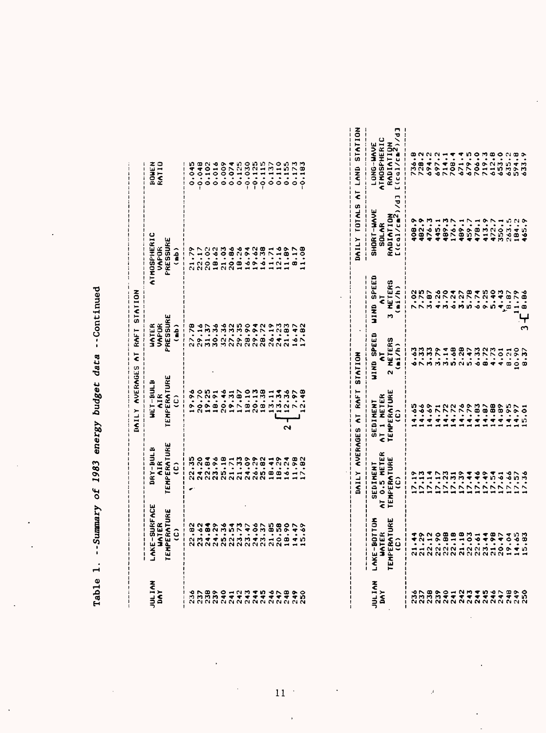Table 1. --*Summary of 1983 energy budget data* --Continued

| JULIAN DAY | DAILY AVERAGES AT RAFT STATION | | | | | | |
|---|---|---|---|---|---|---|---|
| | LAKE-SURFACE WATER TEMPERATURE (C) | DRY-BULB AIR TEMPERATURE (C) | WET-BULB AIR TEMPERATURE (C) | WATER VAPOR PRESSURE (mb) | ATMOSPHERIC VAPOR PRESSURE (mb) | BOWEN RATIO |
| 236 | 22.82 | 22.35 | 19.96 | 27.78 | 21.79 | 0.045 |
| 237 | 23.62 | 24.20 | 20.70 | 29.16 | 22.17 | -0.048 |
| 238 | 24.84 | 22.84 | 19.25 | 31.37 | 20.02 | 0.102 |
| 239 | 24.29 | 23.96 | 18.91 | 30.36 | 18.62 | 0.016 |
| 240 | 25.36 | 25.18 | 20.46 | 32.36 | 21.03 | 0.009 |
| 241 | 22.54 | 21.71 | 19.31 | 27.32 | 20.86 | 0.074 |
| 242 | 23.73 | 21.33 | 17.87 | 29.35 | 18.26 | 0.125 |
| 243 | 23.47 | 24.09 | 18.10 | 28.90 | 16.94 | -0.030 |
| 244 | 24.06 | 26.29 | 20.13 | 29.94 | 19.62 | -0.125 |
| 245 | 23.37 | 25.82 | 18.38 | 28.72 | 16.38 | -0.115 |
| 246 | 21.85 | 18.41 | 13.11 | 26.19 | 11.71 | 0.137 |
| 247 | 20.58 | 18.29 | 13.34 | 24.23 | 12.16 | 0.110 |
| 248 | 18.90 | 16.24 | 12.36 | 21.83 | 11.89 | 0.155 |
| 249 | 14.47 | 11.98 | 7.97 | 16.47 | 8.17 | 0.173 |
| 250 | 15.69 | 17.82 | 12.48 | 17.82 | 11.08 | -0.183 |

| JULIAN DAY | DAILY AVERAGES AT RAFT STATION | | | | | DAILY TOTALS AT LAND STATION | |
|---|---|---|---|---|---|---|---|
| | LAKE-BOTTOM WATER TEMPERATURE (C) | SEDIMENT AT 0.5 METER TEMPERATURE (C) | SEDIMENT AT 1 METER TEMPERATURE (C) | WIND SPEED AT 2 METERS (mi/h) | WIND SPEED AT 3 METERS (mi/h) | SHORT-WAVE SOLAR RADIATION [(cal/cm²)/d] | LONG-WAVE ATMOSPHERIC RADIATION [(cal/cm²)/d] |
| 236 | 21.44 | 17.19 | 14.65 | 6.63 | 7.02 | 408.9 | 736.8 |
| 237 | 21.29 | 17.13 | 14.66 | 7.33 | 7.75 | 482.9 | 728.2 |
| 238 | 22.12 | 17.14 | 14.69 | 3.33 | 3.87 | 476.3 | 694.2 |
| 239 | 22.90 | 17.17 | 14.71 | 3.79 | 4.26 | 445.1 | 697.2 |
| 240 | 22.88 | 17.23 | 14.72 | 3.14 | 3.70 | 489.3 | 714.1 |
| 241 | 22.18 | 17.31 | 14.72 | 5.68 | 6.24 | 176.7 | 708.4 |
| 242 | 21.18 | 17.39 | 14.76 | 2.28 | 3.27 | 489.1 | 671.4 |
| 243 | 22.03 | 17.44 | 14.79 | 5.47 | 5.78 | 459.7 | 679.5 |
| 244 | 22.61 | 17.46 | 14.83 | 6.33 | 6.74 | 478.1 | 706.0 |
| 245 | 23.44 | 17.49 | 14.87 | 8.72 | 9.25 | 413.9 | 719.3 |
| 246 | 21.98 | 17.54 | 14.88 | 4.73 | 5.40 | 472.7 | 612.8 |
| 247 | 20.47 | 17.61 | 14.89 | 4.01 | 4.43 | 350.1 | 653.0 |
| 248 | 19.04 | 17.66 | 14.95 | 8.21 | 8.87 | 263.5 | 635.2 |
| 249 | 14.65 | 17.57 | 14.97 | 10.90 | 11.79 | 184.2 | 594.8 |
| 250 | 15.83 | 17.36 | 15.01 | 8.37 | 8.86 | 465.9 | 633.9 |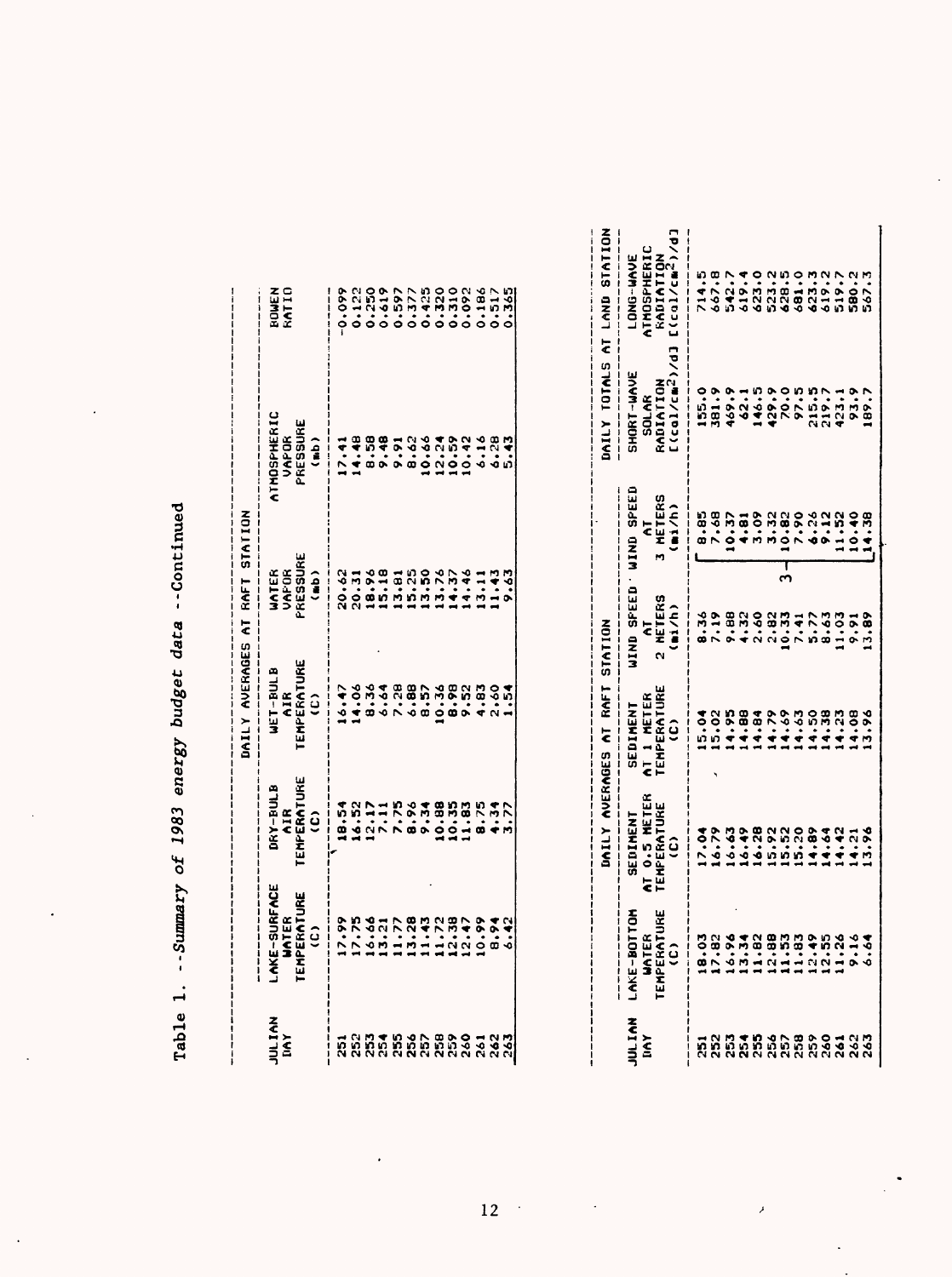Table 1. --*Summary of 1983 energy budget data* --Continued

| JULIAN DAY | DAILY AVERAGES AT RAFT STATION | | | | | | |
|---|---|---|---|---|---|---|---|
| | LAKE-SURFACE WATER TEMPERATURE (C) | DRY-BULB AIR TEMPERATURE (C) | WET-BULB AIR TEMPERATURE (C) | WATER VAPOR PRESSURE (mb) | ATMOSPHERIC VAPOR PRESSURE (mb) | BOWEN RATIO |
| 251 | 17.99 | 18.54 | 16.47 | 20.62 | 17.41 | -0.099 |
| 252 | 17.75 | 16.52 | 14.06 | 20.31 | 14.48 | 0.122 |
| 253 | 16.66 | 12.17 | 8.36 | 18.96 | 8.58 | 0.250 |
| 254 | 13.21 | 7.11 | 6.64 | 15.18 | 9.48 | 0.619 |
| 255 | 11.77 | 7.75 | 7.28 | 13.81 | 9.91 | 0.597 |
| 256 | 13.28 | 8.96 | 6.88 | 15.25 | 8.62 | 0.377 |
| 257 | 11.43 | 9.34 | 8.57 | 13.50 | 10.66 | 0.425 |
| 258 | 11.72 | 10.88 | 10.36 | 13.76 | 12.24 | 0.320 |
| 259 | 12.38 | 10.35 | 8.98 | 14.37 | 10.59 | 0.310 |
| 260 | 12.47 | 11.83 | 9.52 | 14.46 | 10.42 | 0.092 |
| 261 | 10.99 | 8.75 | 4.83 | 13.11 | 6.16 | 0.186 |
| 262 | 8.94 | 4.34 | 2.60 | 11.43 | 6.28 | 0.517 |
| 263 | 6.42 | 3.77 | 1.54 | 9.63 | 5.43 | 0.365 |

| JULIAN DAY | DAILY AVERAGES AT RAFT STATION | | | | | DAILY TOTALS AT LAND STATION | |
|---|---|---|---|---|---|---|---|
| | LAKE-BOTTOM WATER TEMPERATURE (C) | SEDIMENT AT 0.5 METER TEMPERATURE (C) | SEDIMENT AT 1 METER TEMPERATURE (C) | WIND SPEED AT 2 METERS (mi/h) | WIND SPEED AT 3 METERS (mi/h) | SHORT-WAVE SOLAR RADIATION [(cal/cm$^2$)/d] | LONG-WAVE ATMOSPHERIC RADIATION [(cal/cm$^2$)/d] |
| 251 | 18.03 | 17.04 | 15.04 | 8.36 | 8.85 | 155.0 | 714.5 |
| 252 | 17.82 | 16.79 | 15.02 | 7.19 | 7.68 | 381.9 | 667.8 |
| 253 | 16.96 | 16.63 | 14.95 | 9.88 | 10.37 | 469.9 | 542.7 |
| 254 | 13.34 | 16.49 | 14.88 | 4.32 | 4.81 | 62.1 | 619.4 |
| 255 | 11.82 | 16.28 | 14.84 | 2.60 | 3.09 | 146.5 | 623.0 |
| 256 | 12.88 | 15.92 | 14.79 | 2.82 | 3.32 | 429.9 | 523.2 |
| 257 | 11.53 | 15.52 | 14.69 | 10.33 | 10.82 | 70.0 | 628.5 |
| 258 | 11.83 | 15.20 | 14.63 | 7.41 | 7.90 | 97.5 | 681.0 |
| 259 | 12.49 | 14.89 | 14.50 | 5.77 | 6.26 | 215.5 | 623.3 |
| 260 | 12.55 | 14.64 | 14.38 | 8.63 | 9.12 | 219.7 | 619.2 |
| 261 | 11.26 | 14.42 | 14.23 | 11.03 | 11.52 | 423.1 | 519.7 |
| 262 | 9.16 | 14.21 | 14.08 | 9.91 | 10.40 | 93.9 | 580.2 |
| 263 | 6.64 | 13.96 | 13.96 | 13.89 | 14.38 | 189.7 | 567.3 |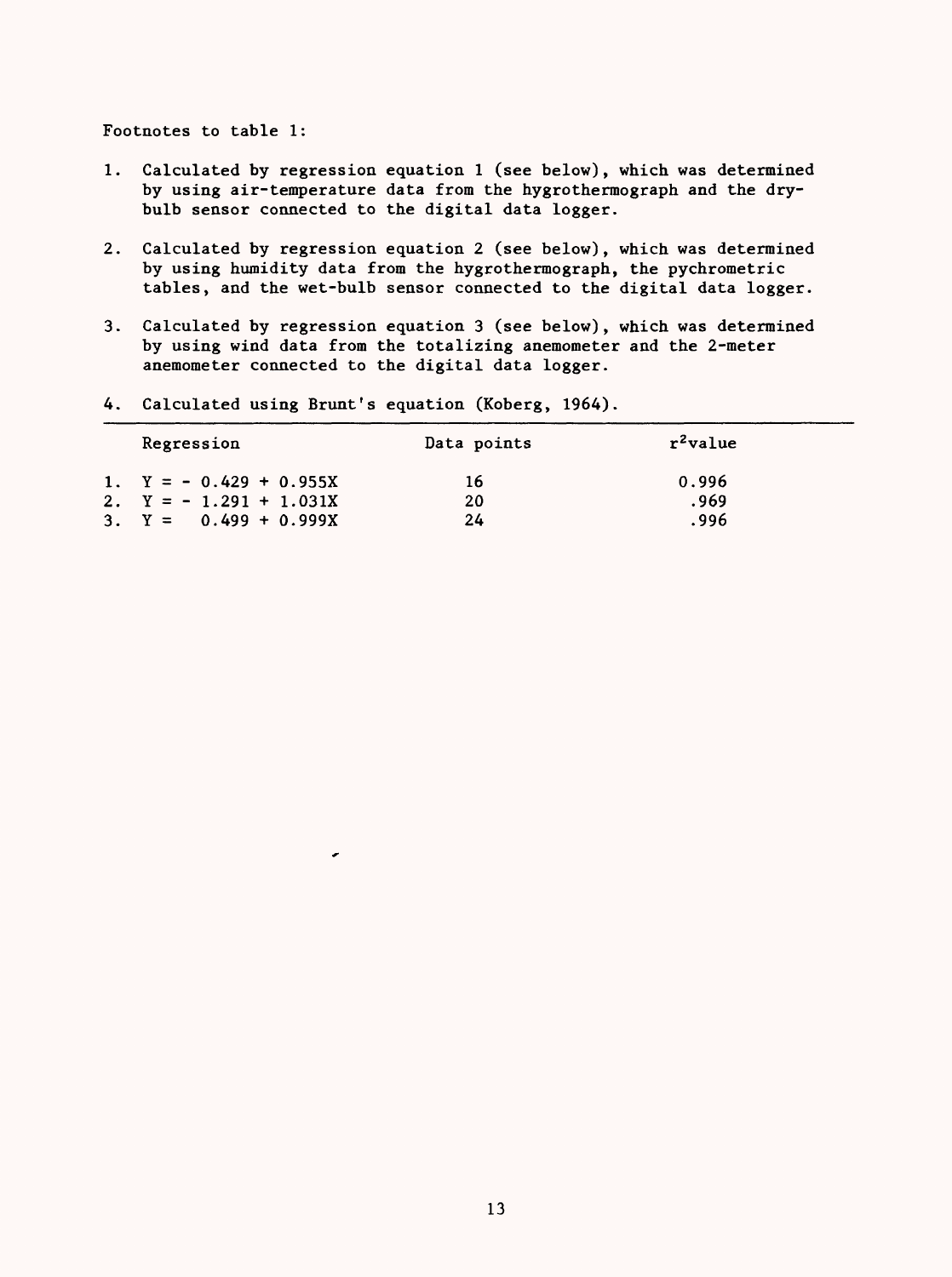Footnotes to table 1:

1. Calculated by regression equation 1 (see below), which was determined by using air-temperature data from the hygrothermograph and the dry-bulb sensor connected to the digital data logger.

2. Calculated by regression equation 2 (see below), which was determined by using humidity data from the hygrothermograph, the pychrometric tables, and the wet-bulb sensor connected to the digital data logger.

3. Calculated by regression equation 3 (see below), which was determined by using wind data from the totalizing anemometer and the 2-meter anemometer connected to the digital data logger.

4. Calculated using Brunt's equation (Koberg, 1964).

| Regression | Data points | $r^2$ value |
|---|---|---|
| 1. $Y = -0.429 + 0.955X$ | 16 | 0.996 |
| 2. $Y = -1.291 + 1.031X$ | 20 | .969 |
| 3. $Y = 0.499 + 0.999X$ | 24 | .996 |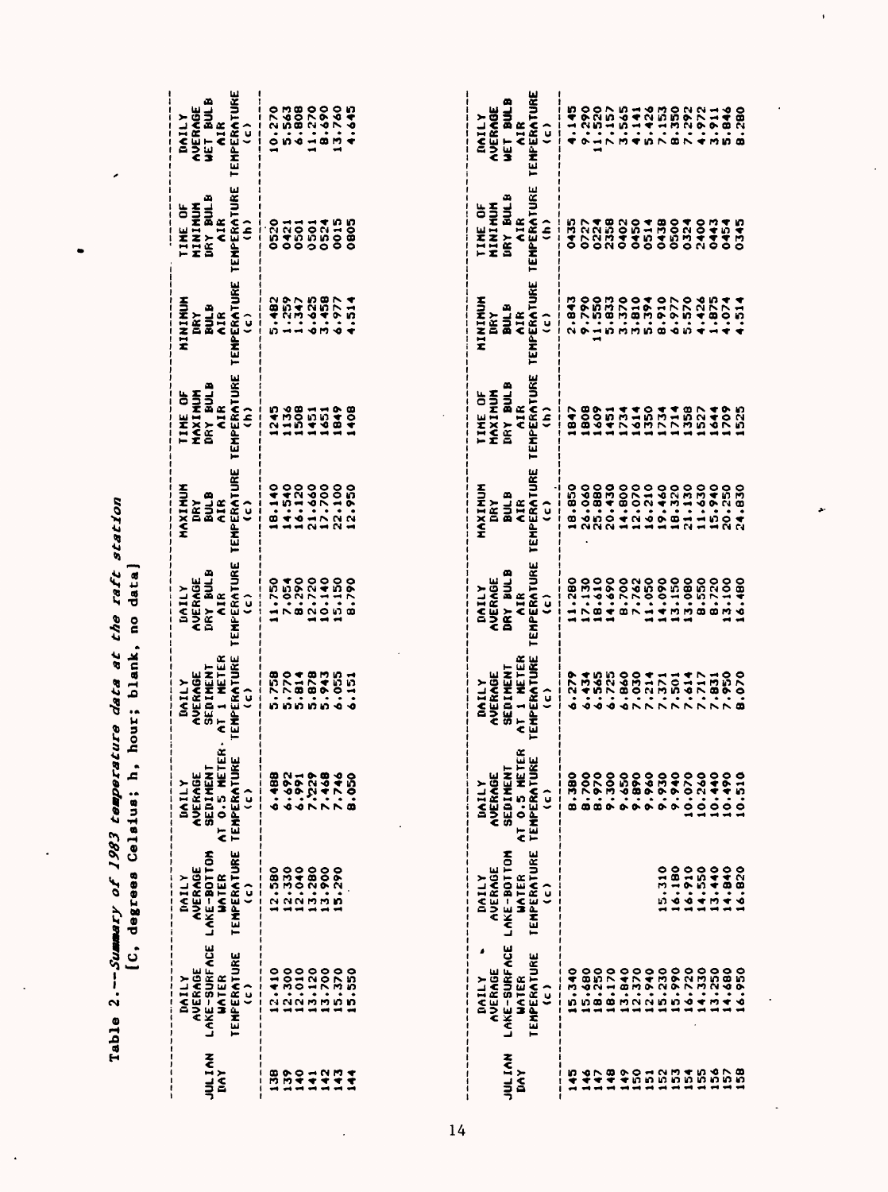Table 2.--*Summary of 1983 temperature data at the raft station*

[C, degrees Celsius; h, hour; blank, no data]

| JULIAN DAY | DAILY AVERAGE LAKE-SURFACE WATER TEMPERATURE (c) | DAILY AVERAGE LAKE-BOTTOM WATER TEMPERATURE (c) | DAILY AVERAGE SEDIMENT AT 0.5 METER TEMPERATURE (c) | DAILY AVERAGE SEDIMENT AT 1 METER TEMPERATURE (c) | DAILY AVERAGE DRY BULB AIR TEMPERATURE (c) | MAXIMUM DRY BULB AIR TEMPERATURE (c) | TIME OF MAXIMUM DRY BULB AIR TEMPERATURE (h) | MINIMUM DRY BULB AIR TEMPERATURE (c) | TIME OF MINIMUM DRY BULB AIR TEMPERATURE (h) | DAILY AVERAGE WET BULB AIR TEMPERATURE (c) |
|---|---|---|---|---|---|---|---|---|---|---|
| 138 | 12.410 | 12.580 | 6.488 | 5.758 | 11.750 | 18.140 | 1245 | 5.482 | 0520 | 10.270 |
| 139 | 12.300 | 12.330 | 6.692 | 5.770 | 7.054 | 14.540 | 1136 | 1.259 | 0421 | 5.563 |
| 140 | 12.010 | 12.040 | 6.991 | 5.814 | 8.290 | 16.120 | 1508 | 1.347 | 0501 | 6.808 |
| 141 | 13.120 | 13.280 | 7.229 | 5.878 | 12.720 | 21.660 | 1451 | 6.625 | 0501 | 11.270 |
| 142 | 13.700 | 13.900 | 7.468 | 5.943 | 10.140 | 17.700 | 1651 | 3.458 | 0524 | 8.690 |
| 143 | 15.370 | 15.290 | 7.746 | 6.055 | 15.150 | 22.100 | 1849 | 6.977 | 0015 | 13.760 |
| 144 | 15.550 | | 8.050 | 6.151 | 8.790 | 12.950 | 1408 | 4.514 | 0805 | 4.645 |

| JULIAN DAY | DAILY AVERAGE LAKE-SURFACE WATER TEMPERATURE (c) | DAILY AVERAGE LAKE-BOTTOM WATER TEMPERATURE (c) | DAILY AVERAGE SEDIMENT AT 0.5 METER TEMPERATURE (c) | DAILY AVERAGE SEDIMENT AT 1 METER TEMPERATURE (c) | DAILY AVERAGE DRY BULB AIR TEMPERATURE (c) | MAXIMUM DRY BULB AIR TEMPERATURE (c) | TIME OF MAXIMUM DRY BULB AIR TEMPERATURE (h) | MINIMUM DRY BULB AIR TEMPERATURE (c) | TIME OF MINIMUM DRY BULB AIR TEMPERATURE (h) | DAILY AVERAGE WET BULB AIR TEMPERATURE (c) |
|---|---|---|---|---|---|---|---|---|---|---|
| 145 | 15.340 | | 8.380 | 6.279 | 11.280 | 18.850 | 1847 | 2.843 | 0435 | 4.145 |
| 146 | 15.680 | | 8.700 | 6.434 | 17.130 | 26.060 | 1808 | 9.790 | 0727 | 9.290 |
| 147 | 18.250 | | 8.970 | 6.565 | 18.610 | 25.880 | 1609 | 11.550 | 0224 | 11.520 |
| 148 | 18.170 | | 9.300 | 6.725 | 14.690 | 20.430 | 1451 | 5.833 | 2358 | 7.157 |
| 149 | 13.840 | | 9.650 | 6.860 | 8.700 | 14.800 | 1734 | 3.370 | 0402 | 3.565 |
| 150 | 12.370 | | 9.890 | 7.030 | 7.762 | 12.070 | 1614 | 3.810 | 0450 | 4.141 |
| 151 | 12.940 | | 9.960 | 7.214 | 11.050 | 16.210 | 1350 | 5.394 | 0514 | 5.426 |
| 152 | 15.230 | 15.310 | 9.930 | 7.371 | 14.090 | 19.460 | 1734 | 8.910 | 0438 | 7.153 |
| 153 | 15.990 | 16.180 | 9.940 | 7.501 | 13.150 | 18.320 | 1714 | 6.977 | 0500 | 8.350 |
| 154 | 16.720 | 16.910 | 10.070 | 7.614 | 13.080 | 21.130 | 1358 | 5.570 | 0324 | 7.292 |
| 155 | 14.330 | 14.550 | 10.260 | 7.717 | 8.550 | 11.630 | 1527 | 4.426 | 2400 | 4.972 |
| 156 | 13.250 | 13.440 | 10.440 | 7.831 | 8.720 | 15.940 | 1644 | 1.875 | 0443 | 3.911 |
| 157 | 14.680 | 14.840 | 10.490 | 7.950 | 13.100 | 20.250 | 1709 | 4.074 | 0454 | 5.846 |
| 158 | 16.950 | 16.820 | 10.510 | 8.070 | 16.480 | 24.830 | 1525 | 4.514 | 0345 | 8.280 |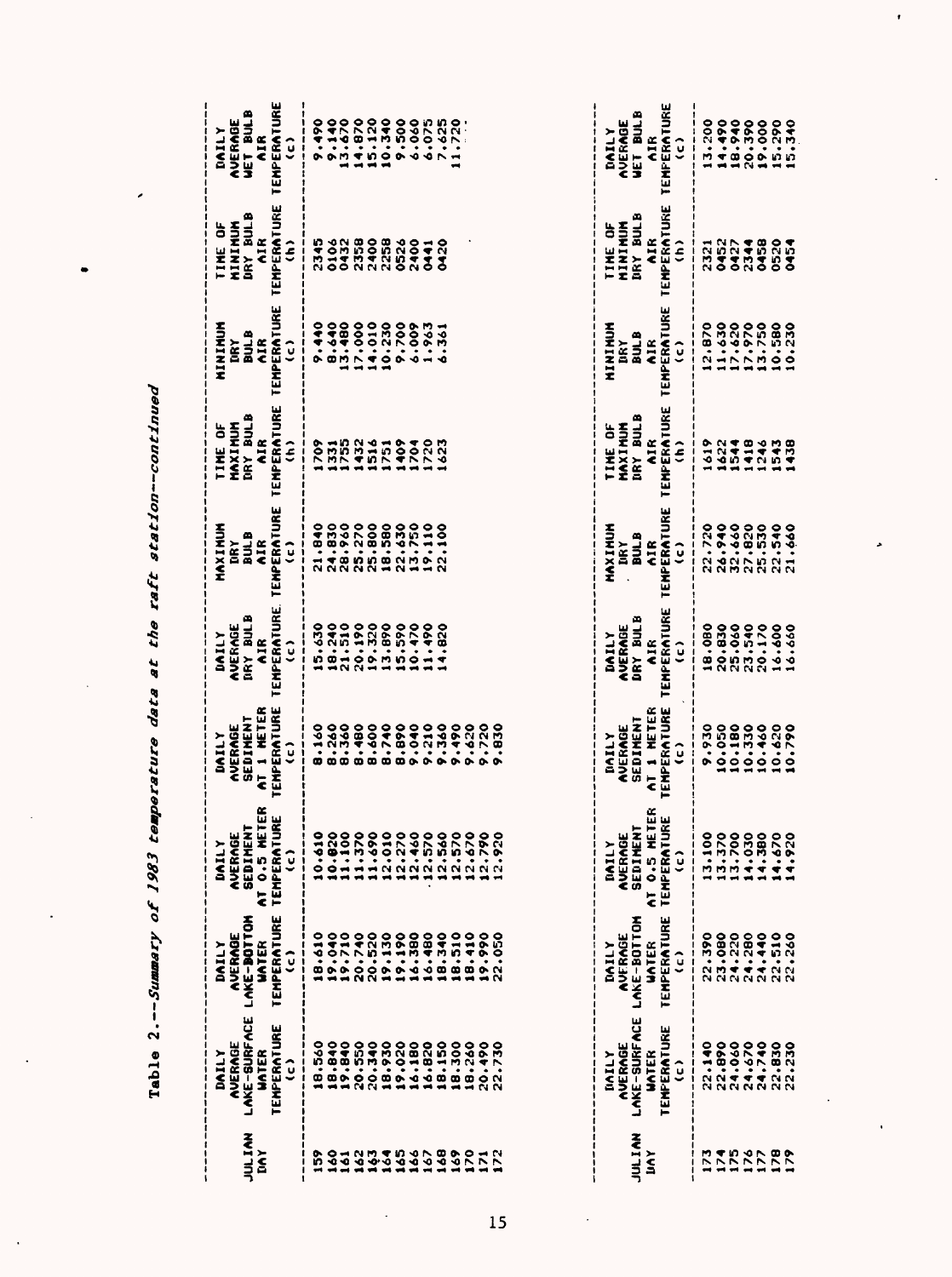Table 2.--*Summary of 1983 temperature data at the raft station--continued*

| JULIAN DAY | DAILY AVERAGE LAKE-SURFACE WATER TEMPERATURE (c) | DAILY AVERAGE LAKE-BOTTOM WATER TEMPERATURE (c) | DAILY AVERAGE SEDIMENT AT 0.5 METER TEMPERATURE (c) | DAILY AVERAGE SEDIMENT AT 1 METER TEMPERATURE (c) | DAILY AVERAGE DRY BULB AIR TEMPERATURE (c) | MAXIMUM DRY BULB AIR TEMPERATURE (c) | TIME OF MAXIMUM DRY BULB AIR TEMPERATURE (h) | MINIMUM DRY BULB AIR TEMPERATURE (c) | TIME OF MINIMUM DRY BULB AIR TEMPERATURE (h) | DAILY AVERAGE WET BULB AIR TEMPERATURE (c) |
|---|---|---|---|---|---|---|---|---|---|---|
| 159 | 18.560 | 18.610 | 10.610 | 8.160 | 15.630 | 21.840 | 1709 | 9.440 | 2345 | 9.490 |
| 160 | 18.840 | 19.040 | 10.820 | 8.260 | 18.240 | 24.830 | 1331 | 8.640 | 0106 | 9.140 |
| 161 | 19.840 | 19.710 | 11.100 | 8.360 | 21.510 | 28.960 | 1755 | 13.480 | 0432 | 13.670 |
| 162 | 20.550 | 20.740 | 11.370 | 8.480 | 20.190 | 25.270 | 1432 | 17.000 | 2358 | 14.870 |
| 163 | 20.340 | 20.520 | 11.690 | 8.600 | 19.320 | 25.800 | 1516 | 14.010 | 2400 | 15.120 |
| 164 | 18.930 | 19.130 | 12.010 | 8.740 | 13.890 | 18.580 | 1751 | 10.230 | 2258 | 10.340 |
| 165 | 19.020 | 19.190 | 12.270 | 8.890 | 15.590 | 22.630 | 1409 | 9.700 | 0526 | 9.500 |
| 166 | 16.180 | 16.380 | 12.460 | 9.040 | 10.470 | 13.750 | 1704 | 6.009 | 2400 | 6.060 |
| 167 | 16.820 | 16.480 | 12.570 | 9.210 | 11.490 | 19.110 | 1720 | 1.963 | 0441 | 6.075 |
| 168 | 18.150 | 18.340 | 12.560 | 9.360 | 14.820 | 22.100 | 1623 | 6.361 | 0420 | 7.625 |
| 169 | 18.300 | 18.510 | 12.570 | 9.490 | | | | | | 11.720 |
| 170 | 18.260 | 18.410 | 12.670 | 9.620 | | | | | | |
| 171 | 20.490 | 19.990 | 12.790 | 9.720 | | | | | | |
| 172 | 22.730 | 22.050 | 12.920 | 9.830 | | | | | | |

| JULIAN DAY | DAILY AVERAGE LAKE-SURFACE WATER TEMPERATURE (c) | DAILY AVERAGE LAKE-BOTTOM WATER TEMPERATURE (c) | DAILY AVERAGE SEDIMENT AT 0.5 METER TEMPERATURE (c) | DAILY AVERAGE SEDIMENT AT 1 METER TEMPERATURE (c) | DAILY AVERAGE DRY BULB AIR TEMPERATURE (c) | MAXIMUM DRY BULB AIR TEMPERATURE (c) | TIME OF MAXIMUM DRY BULB AIR TEMPERATURE (h) | MINIMUM DRY BULB AIR TEMPERATURE (c) | TIME OF MINIMUM DRY BULB AIR TEMPERATURE (h) | DAILY AVERAGE WET BULB AIR TEMPERATURE (c) |
|---|---|---|---|---|---|---|---|---|---|---|
| 173 | 22.140 | 22.390 | 13.100 | 9.930 | 18.080 | 22.720 | 1619 | 12.870 | 2321 | 13.200 |
| 174 | 22.890 | 23.080 | 13.370 | 10.050 | 20.830 | 26.940 | 1622 | 11.630 | 0452 | 14.490 |
| 175 | 24.060 | 24.220 | 13.700 | 10.180 | 25.060 | 32.660 | 1544 | 17.620 | 0427 | 18.940 |
| 176 | 24.670 | 24.280 | 14.030 | 10.330 | 23.540 | 27.820 | 1418 | 17.970 | 2344 | 20.390 |
| 177 | 24.740 | 24.440 | 14.380 | 10.460 | 20.170 | 25.530 | 1246 | 13.750 | 0458 | 19.000 |
| 178 | 22.830 | 22.510 | 14.670 | 10.620 | 16.600 | 22.540 | 1543 | 10.580 | 0520 | 15.290 |
| 179 | 22.230 | 22.260 | 14.920 | 10.790 | 16.660 | 21.660 | 1438 | 10.230 | 0454 | 15.340 |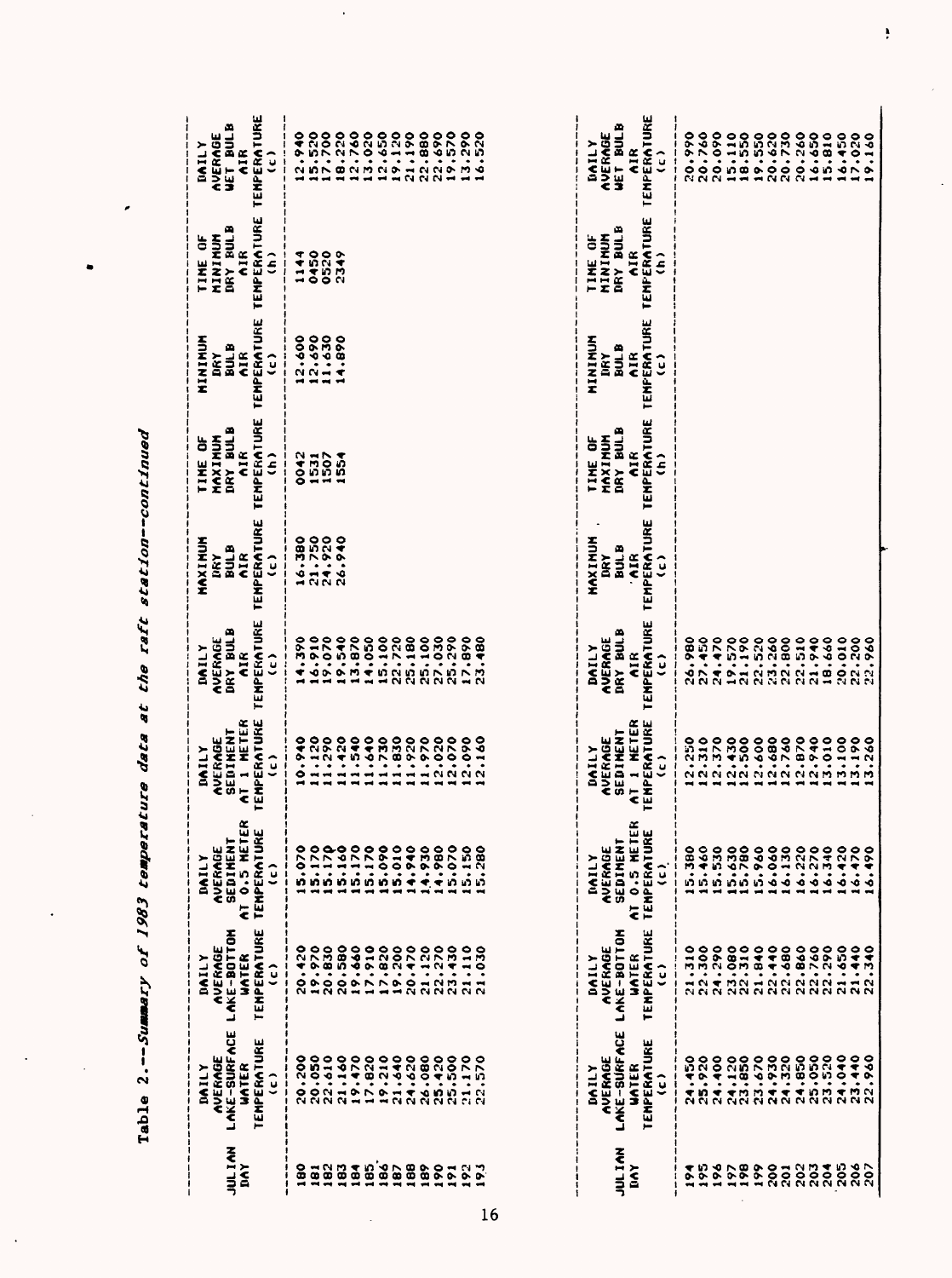Table 2.--*Summary of 1983 temperature data at the raft station--continued*

| JULIAN DAY | DAILY AVERAGE LAKE-SURFACE WATER TEMPERATURE (c) | DAILY AVERAGE LAKE-BOTTOM WATER TEMPERATURE (c) | DAILY AVERAGE SEDIMENT AT 0.5 METER TEMPERATURE (c) | DAILY AVERAGE SEDIMENT AT 1 METER TEMPERATURE (c) | DAILY AVERAGE DRY BULB AIR TEMPERATURE (c) | MAXIMUM DRY BULB AIR TEMPERATURE (c) | TIME OF MAXIMUM DRY BULB AIR TEMPERATURE (h) | MINIMUM DRY BULB AIR TEMPERATURE (c) | TIME OF MINIMUM DRY BULB AIR TEMPERATURE (h) | DAILY AVERAGE WET BULB AIR TEMPERATURE (c) |
|---|---|---|---|---|---|---|---|---|---|---|
| 180 | 20.200 | 20.420 | 15.070 | 10.940 | 14.390 | 16.380 | 0042 | 12.600 | 1144 | 12.940 |
| 181 | 20.050 | 19.970 | 15.170 | 11.120 | 16.910 | 21.750 | 1531 | 12.690 | 0450 | 15.520 |
| 182 | 22.610 | 20.830 | 15.170 | 11.290 | 19.070 | 24.920 | 1507 | 11.630 | 0520 | 17.700 |
| 183 | 21.160 | 20.580 | 15.160 | 11.420 | 19.540 | 26.940 | 1554 | 14.890 | 2349 | 18.220 |
| 184 | 19.470 | 19.660 | 15.170 | 11.540 | 13.870 | | | | | 12.760 |
| 185 | 17.820 | 17.910 | 15.170 | 11.640 | 14.050 | | | | | 13.020 |
| 186 | 19.210 | 17.820 | 15.090 | 11.730 | 15.100 | | | | | 12.650 |
| 187 | 21.640 | 19.200 | 15.010 | 11.830 | 22.720 | | | | | 19.120 |
| 188 | 24.620 | 20.470 | 14.940 | 11.920 | 25.180 | | | | | 21.190 |
| 189 | 26.080 | 21.120 | 14.930 | 11.970 | 25.100 | | | | | 22.880 |
| 190 | 25.420 | 22.270 | 14.980 | 12.020 | 27.030 | | | | | 22.690 |
| 191 | 25.500 | 23.430 | 15.070 | 12.070 | 25.290 | | | | | 19.570 |
| 192 | 21.170 | 21.110 | 15.150 | 12.090 | 17.890 | | | | | 13.290 |
| 193 | 22.570 | 21.030 | 15.280 | 12.160 | 23.480 | | | | | 16.520 |

| JULIAN DAY | DAILY AVERAGE LAKE-SURFACE WATER TEMPERATURE (c) | DAILY AVERAGE LAKE-BOTTOM WATER TEMPERATURE (c) | DAILY AVERAGE SEDIMENT AT 0.5 METER TEMPERATURE (c) | DAILY AVERAGE SEDIMENT AT 1 METER TEMPERATURE (c) | DAILY AVERAGE DRY BULB AIR TEMPERATURE (c) | MAXIMUM DRY BULB AIR TEMPERATURE (c) | TIME OF MAXIMUM DRY BULB AIR TEMPERATURE (h) | MINIMUM DRY BULB AIR TEMPERATURE (c) | TIME OF MINIMUM DRY BULB AIR TEMPERATURE (h) | DAILY AVERAGE WET BULB AIR TEMPERATURE (c) |
|---|---|---|---|---|---|---|---|---|---|---|
| 194 | 24.450 | 21.310 | 15.380 | 12.250 | 26.980 | | | | | 20.990 |
| 195 | 25.920 | 22.300 | 15.460 | 12.310 | 27.450 | | | | | 20.760 |
| 196 | 24.400 | 24.290 | 15.530 | 12.370 | 24.470 | | | | | 20.090 |
| 197 | 24.120 | 23.080 | 15.630 | 12.430 | 19.570 | | | | | 15.110 |
| 198 | 23.850 | 22.310 | 15.780 | 12.500 | 21.190 | | | | | 18.550 |
| 199 | 23.670 | 21.840 | 15.960 | 12.600 | 22.520 | | | | | 19.550 |
| 200 | 24.930 | 22.440 | 16.060 | 12.680 | 23.260 | | | | | 20.620 |
| 201 | 24.320 | 22.680 | 16.130 | 12.760 | 22.800 | | | | | 20.730 |
| 202 | 24.850 | 22.860 | 16.220 | 12.870 | 22.510 | | | | | 20.260 |
| 203 | 25.050 | 22.760 | 16.270 | 12.940 | 21.940 | | | | | 16.650 |
| 204 | 23.520 | 22.290 | 16.340 | 13.010 | 18.660 | | | | | 15.810 |
| 205 | 24.040 | 21.650 | 16.420 | 13.100 | 20.010 | | | | | 16.450 |
| 206 | 23.440 | 21.440 | 16.470 | 13.190 | 22.200 | | | | | 17.020 |
| 207 | 22.960 | 22.340 | 16.490 | 13.260 | 22.960 | | | | | 19.160 |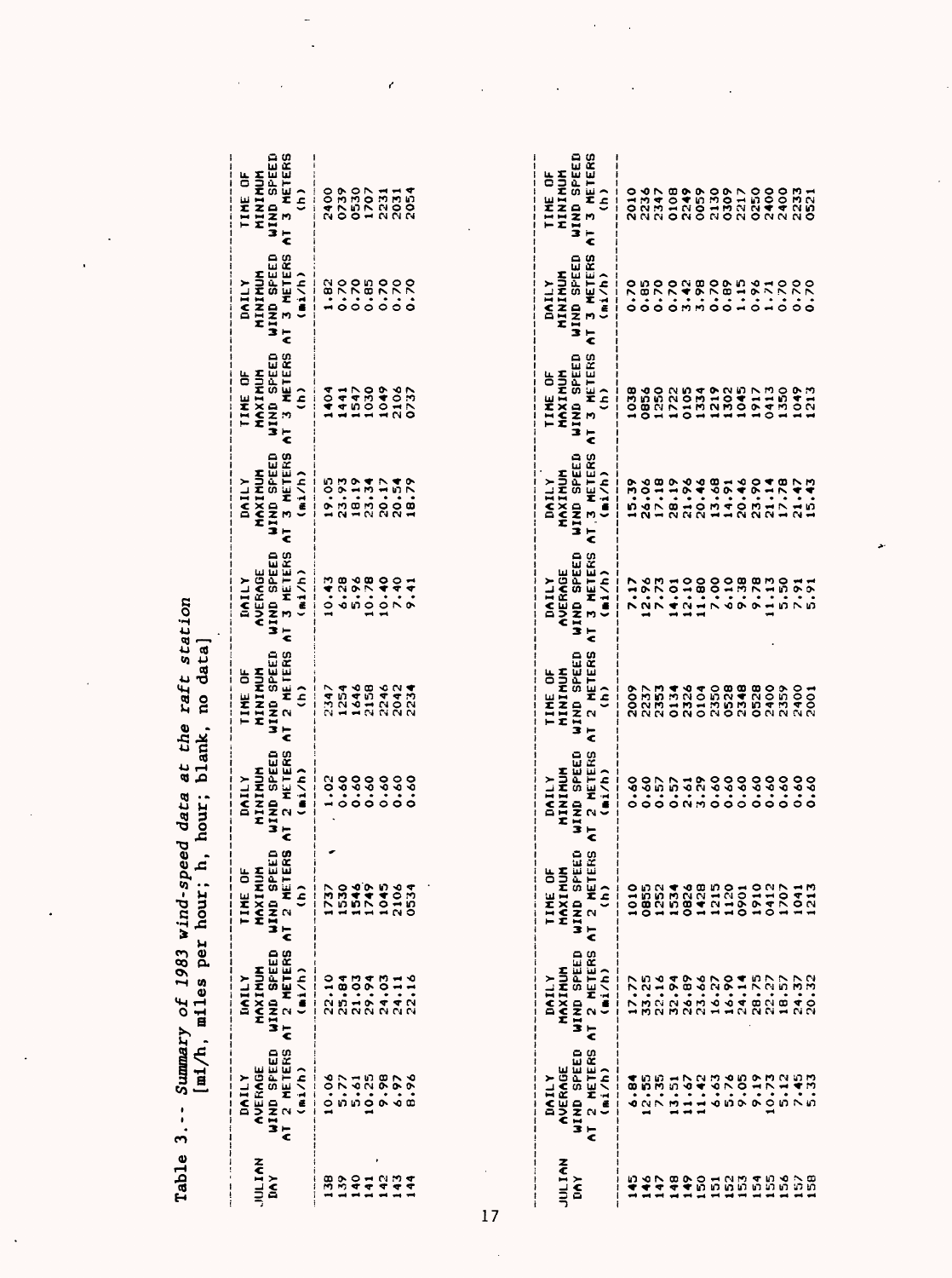Table 3.-- *Summary of 1983 wind-speed data at the raft station*
[mi/h, miles per hour; h, hour; blank, no data]

| JULIAN DAY | DAILY AVERAGE WIND SPEED AT 2 METERS (mi/h) | DAILY MAXIMUM WIND SPEED AT 2 METERS (mi/h) | TIME OF MAXIMUM WIND SPEED AT 2 METERS (h) | DAILY MINIMUM WIND SPEED AT 2 METERS (mi/h) | TIME OF MINIMUM WIND SPEED AT 2 METERS (h) | DAILY AVERAGE WIND SPEED AT 3 METERS (mi/h) | DAILY MAXIMUM WIND SPEED AT 3 METERS (mi/h) | TIME OF MAXIMUM WIND SPEED AT 3 METERS (h) | DAILY MINIMUM WIND SPEED AT 3 METERS (mi/h) | TIME OF MINIMUM WIND SPEED AT 3 METERS (h) |
|---|---|---|---|---|---|---|---|---|---|---|
| 138 | 10.06 | 22.10 | 1737 | 1.02 | 2347 | 10.43 | 19.05 | 1404 | 1.82 | 2400 |
| 139 | 5.77 | 25.84 | 1530 | 0.60 | 1254 | 6.28 | 23.93 | 1441 | 0.70 | 0739 |
| 140 | 5.61 | 21.03 | 1546 | 0.60 | 1646 | 5.96 | 18.19 | 1547 | 0.70 | 0530 |
| 141 | 10.25 | 29.94 | 1749 | 0.60 | 2158 | 10.78 | 23.34 | 1030 | 0.85 | 1707 |
| 142 | 9.98 | 24.03 | 1045 | 0.60 | 2246 | 10.40 | 20.17 | 1049 | 0.70 | 2231 |
| 143 | 6.97 | 24.11 | 2106 | 0.60 | 2042 | 7.40 | 20.54 | 2106 | 0.70 | 2031 |
| 144 | 8.96 | 22.16 | 0534 | 0.60 | 2234 | 9.41 | 18.79 | 0737 | 0.70 | 2054 |
| 145 | 6.84 | 17.77 | 1010 | 0.60 | 2009 | 7.17 | 15.39 | 1038 | 0.70 | 2010 |
| 146 | 12.55 | 33.25 | 0855 | 0.60 | 2237 | 12.96 | 26.06 | 0856 | 0.85 | 2236 |
| 147 | 7.35 | 22.16 | 1252 | 0.57 | 2353 | 7.73 | 17.18 | 1250 | 0.70 | 2347 |
| 148 | 13.51 | 32.94 | 1534 | 0.57 | 0134 | 14.01 | 28.19 | 1722 | 0.70 | 0108 |
| 149 | 11.67 | 26.89 | 0826 | 2.61 | 2326 | 12.10 | 21.96 | 0105 | 3.42 | 2249 |
| 150 | 11.42 | 23.66 | 1428 | 3.29 | 0104 | 11.80 | 20.46 | 1334 | 3.98 | 0059 |
| 151 | 6.63 | 16.27 | 1215 | 0.60 | 2350 | 7.00 | 13.68 | 1219 | 0.70 | 2130 |
| 152 | 5.76 | 16.90 | 1120 | 0.60 | 0528 | 6.10 | 14.91 | 1302 | 0.89 | 0309 |
| 153 | 9.05 | 24.14 | 0901 | 0.60 | 2348 | 9.38 | 20.46 | 1045 | 1.15 | 2217 |
| 154 | 9.19 | 28.75 | 1910 | 0.60 | 0528 | 9.78 | 23.90 | 1917 | 0.96 | 0250 |
| 155 | 10.73 | 22.27 | 0412 | 0.60 | 2400 | 11.13 | 21.14 | 0413 | 1.71 | 2400 |
| 156 | 5.12 | 18.57 | 1707 | 0.60 | 2359 | 5.50 | 17.78 | 1350 | 0.70 | 2400 |
| 157 | 7.45 | 24.37 | 1041 | 0.60 | 2400 | 7.91 | 21.47 | 1049 | 0.70 | 2233 |
| 158 | 5.33 | 20.32 | 1213 | 0.60 | 2001 | 5.91 | 15.43 | 1213 | 0.70 | 0521 |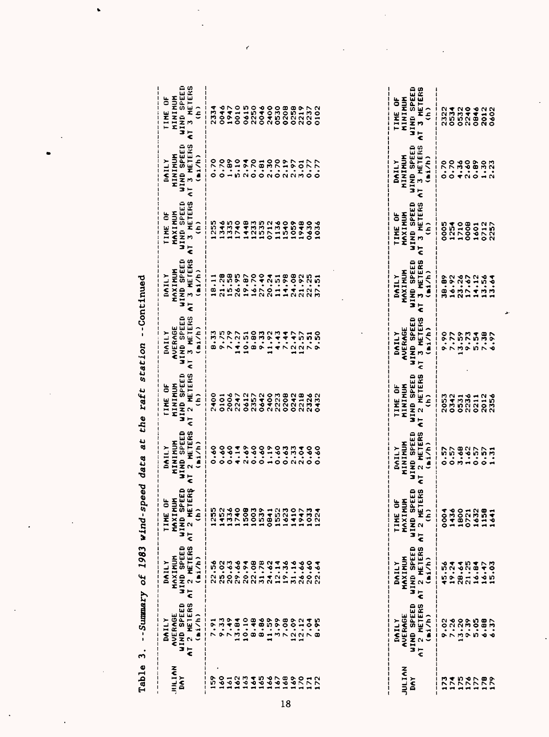Table 3. --*Summary of 1983 wind-speed data at the raft station* --Continued

| JULIAN DAY | DAILY AVERAGE WIND SPEED AT 2 METERS (mi/h) | DAILY MAXIMUM WIND SPEED AT 2 METERS (mi/h) | TIME OF MAXIMUM WIND SPEED AT 2 METERS (h) | DAILY MINIMUM WIND SPEED AT 2 METERS (mi/h) | TIME OF MINIMUM WIND SPEED AT 2 METERS (h) | DAILY AVERAGE WIND SPEED AT 3 METERS (mi/h) | DAILY MAXIMUM WIND SPEED AT 3 METERS (mi/h) | TIME OF MAXIMUM WIND SPEED AT 3 METERS (h) | DAILY MINIMUM WIND SPEED AT 3 METERS (mi/h) | TIME OF MINIMUM WIND SPEED AT 3 METERS (h) |
|---|---|---|---|---|---|---|---|---|---|---|
| 159 | 7.91 | 22.56 | 1255 | 0.60 | 2400 | 8.33 | 18.11 | 1255 | 0.70 | 2334 |
| 160 | 9.33 | 25.02 | 1452 | 0.60 | 0101 | 9.75 | 21.28 | 1346 | 0.70 | 0046 |
| 161 | 7.49 | 20.63 | 1336 | 0.60 | 2006 | 7.79 | 15.58 | 1335 | 1.89 | 1947 |
| 162 | 13.84 | 29.66 | 1740 | 4.14 | 2247 | 14.27 | 26.95 | 1740 | 5.10 | 0010 |
| 163 | 10.10 | 20.94 | 1508 | 2.49 | 0612 | 10.51 | 19.87 | 1448 | 2.94 | 0615 |
| 164 | 8.48 | 22.08 | 1003 | 0.60 | 2357 | 8.80 | 16.70 | 1233 | 0.70 | 2250 |
| 165 | 8.86 | 31.78 | 1539 | 0.60 | 0642 | 9.33 | 27.40 | 1535 | 0.81 | 0046 |
| 166 | 11.59 | 24.62 | 0841 | 1.19 | 2400 | 11.92 | 20.24 | 0712 | 2.30 | 2400 |
| 167 | 3.99 | 12.14 | 1552 | 0.60 | 2223 | 4.43 | 11.51 | 1136 | 0.70 | 0530 |
| 168 | 7.08 | 19.36 | 1623 | 0.63 | 0208 | 7.44 | 14.98 | 1540 | 2.19 | 0208 |
| 169 | 12.09 | 31.16 | 1410 | 2.33 | 0242 | 12.47 | 24.08 | 1059 | 2.97 | 0258 |
| 170 | 12.12 | 26.66 | 1947 | 2.04 | 2218 | 12.57 | 21.92 | 1948 | 3.01 | 2219 |
| 171 | 7.04 | 20.60 | 1033 | 0.60 | 2326 | 7.51 | 22.25 | 0630 | 0.77 | 0237 |
| 172 | 8.95 | 22.64 | 1224 | 0.60 | 0432 | 9.50 | 37.51 | 1036 | 0.77 | 0102 |

| JULIAN DAY | DAILY AVERAGE WIND SPEED AT 2 METERS (mi/h) | DAILY MAXIMUM WIND SPEED AT 2 METERS (mi/h) | TIME OF MAXIMUM WIND SPEED AT 2 METERS (h) | DAILY MINIMUM WIND SPEED AT 2 METERS (mi/h) | TIME OF MINIMUM WIND SPEED AT 2 METERS (h) | DAILY AVERAGE WIND SPEED AT 3 METERS (mi/h) | DAILY MAXIMUM WIND SPEED AT 3 METERS (mi/h) | TIME OF MAXIMUM WIND SPEED AT 3 METERS (h) | DAILY MINIMUM WIND SPEED AT 3 METERS (mi/h) | TIME OF MINIMUM WIND SPEED AT 3 METERS (h) |
|---|---|---|---|---|---|---|---|---|---|---|
| 173 | 9.02 | 45.56 | 0004 | 0.57 | 2053 | 9.90 | 38.89 | 0005 | 0.70 | 2322 |
| 174 | 7.26 | 19.24 | 1436 | 0.57 | 0342 | 7.77 | 16.92 | 1254 | 0.70 | 0534 |
| 175 | 13.20 | 28.64 | 1800 | 3.68 | 0531 | 13.59 | 23.26 | 1710 | 4.36 | 0532 |
| 176 | 9.39 | 21.25 | 0721 | 1.62 | 2236 | 9.73 | 17.67 | 0008 | 2.60 | 2240 |
| 177 | 5.05 | 16.84 | 1632 | 0.57 | 0211 | 5.54 | 14.12 | 1601 | 0.89 | 0846 |
| 178 | 6.88 | 16.47 | 1158 | 0.57 | 2012 | 7.38 | 13.56 | 0712 | 1.30 | 2012 |
| 179 | 6.37 | 15.03 | 1641 | 1.31 | 2356 | 6.97 | 13.64 | 2257 | 2.23 | 0602 |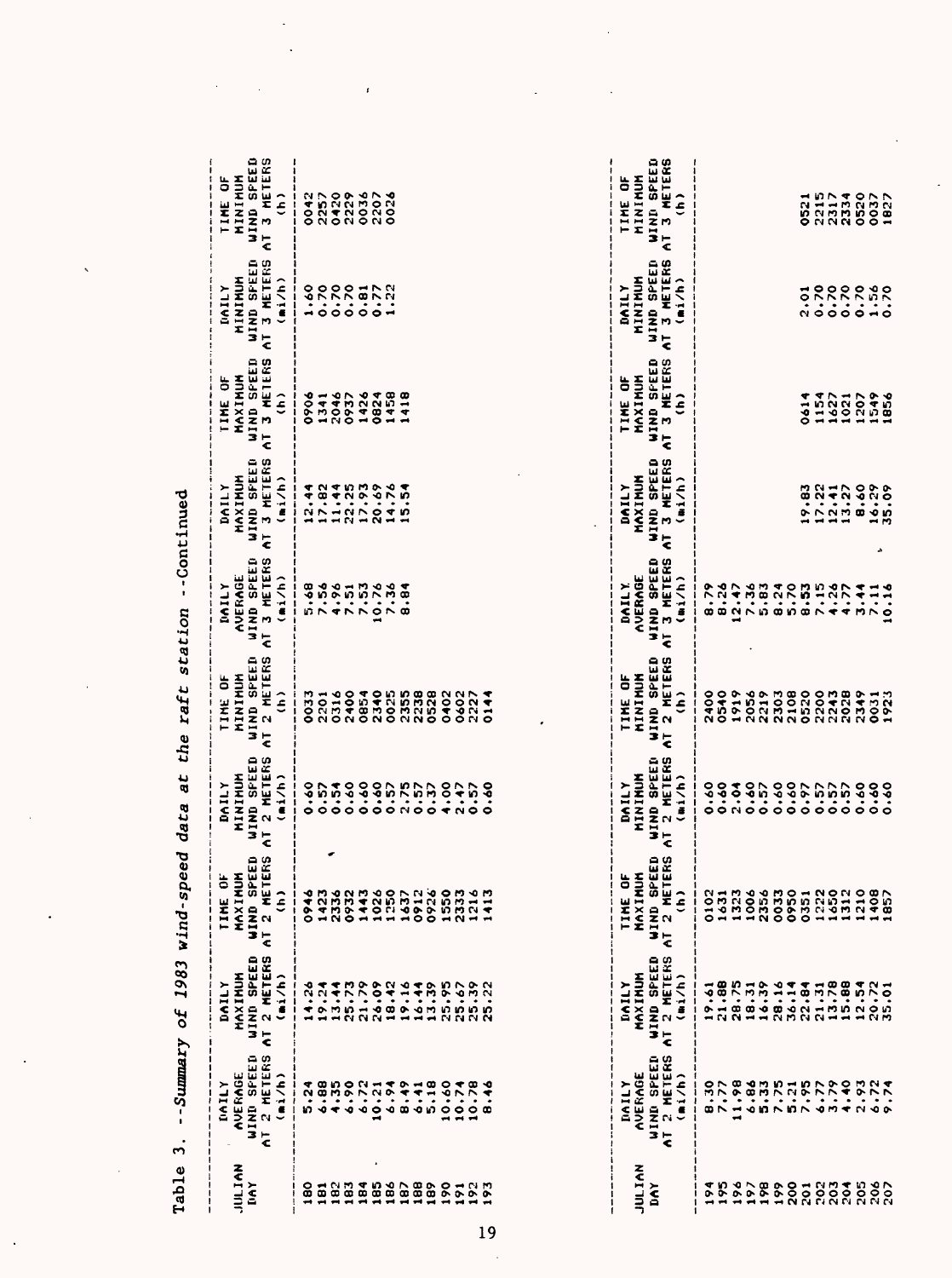Table 3. --*Summary* of 1983 wind-speed data at the raft station --Continued

| JULIAN DAY | DAILY AVERAGE WIND SPEED AT 2 METERS (mi/h) | DAILY MAXIMUM WIND SPEED AT 2 METERS (mi/h) | TIME OF MAXIMUM WIND SPEED AT 2 METERS (h) | DAILY MINIMUM WIND SPEED AT 2 METERS (mi/h) | TIME OF MINIMUM WIND SPEED AT 2 METERS (h) | DAILY AVERAGE WIND SPEED AT 3 METERS (mi/h) | DAILY MAXIMUM WIND SPEED AT 3 METERS (mi/h) | TIME OF MAXIMUM WIND SPEED AT 3 METERS (h) | DAILY MINIMUM WIND SPEED AT 3 METERS (mi/h) | TIME OF MINIMUM WIND SPEED AT 3 METERS (h) |
|---|---|---|---|---|---|---|---|---|---|---|
| 180 | 5.24 | 14.26 | 0946 | 0.60 | 0033 | 5.68 | 12.44 | 0906 | 1.60 | 0042 |
| 181 | 6.88 | 19.24 | 1423 | 0.57 | 2201 | 7.56 | 17.82 | 1341 | 0.70 | 2257 |
| 182 | 4.35 | 13.44 | 2336 | 0.54 | 0316 | 4.96 | 11.44 | 2046 | 0.70 | 0420 |
| 183 | 6.90 | 25.73 | 0932 | 0.60 | 2400 | 7.51 | 22.25 | 0937 | 0.70 | 2229 |
| 184 | 6.72 | 21.79 | 1443 | 0.60 | 0854 | 7.53 | 17.93 | 1426 | 0.81 | 0036 |
| 185 | 10.21 | 26.09 | 1026 | 0.60 | 2340 | 10.76 | 20.69 | 0824 | 0.77 | 2207 |
| 186 | 6.94 | 18.42 | 1250 | 0.57 | 0025 | 7.36 | 14.76 | 1458 | 1.22 | 0026 |
| 187 | 8.49 | 19.16 | 1637 | 2.75 | 2355 | 8.84 | 15.54 | 1418 | | |
| 188 | 6.41 | 16.44 | 0912 | 0.57 | 2238 | | | | | |
| 189 | 5.18 | 13.39 | 0926 | 0.37 | 0528 | | | | | |
| 190 | 10.60 | 25.95 | 1550 | 4.00 | 0402 | | | | | |
| 191 | 10.74 | 25.67 | 2333 | 2.47 | 0602 | | | | | |
| 192 | 10.78 | 25.39 | 1216 | 0.57 | 2227 | | | | | |
| 193 | 8.46 | 25.22 | 1413 | 0.60 | 0144 | | | | | |

| JULIAN DAY | DAILY AVERAGE WIND SPEED AT 2 METERS (mi/h) | DAILY MAXIMUM WIND SPEED AT 2 METERS (mi/h) | TIME OF MAXIMUM WIND SPEED AT 2 METERS (h) | DAILY MINIMUM WIND SPEED AT 2 METERS (mi/h) | TIME OF MINIMUM WIND SPEED AT 2 METERS (h) | DAILY AVERAGE WIND SPEED AT 3 METERS (mi/h) | DAILY MAXIMUM WIND SPEED AT 3 METERS (mi/h) | TIME OF MAXIMUM WIND SPEED AT 3 METERS (h) | DAILY MINIMUM WIND SPEED AT 3 METERS (mi/h) | TIME OF MINIMUM WIND SPEED AT 3 METERS (h) |
|---|---|---|---|---|---|---|---|---|---|---|
| 194 | 8.30 | 19.61 | 0102 | 0.60 | 2400 | 8.79 | | | | |
| 195 | 7.77 | 21.88 | 1631 | 0.60 | 0540 | 8.26 | | | | |
| 196 | 11.98 | 28.75 | 1323 | 2.04 | 1919 | 12.47 | | | | |
| 197 | 6.86 | 18.31 | 1006 | 0.60 | 2056 | 7.36 | | | | |
| 198 | 5.33 | 16.39 | 2356 | 0.57 | 2219 | 5.83 | | | | |
| 199 | 7.75 | 28.16 | 0033 | 0.60 | 2303 | 8.24 | | | | |
| 200 | 5.21 | 36.14 | 0950 | 0.60 | 2108 | 5.70 | | | | |
| 201 | 7.95 | 22.84 | 0351 | 0.97 | 0520 | 8.53 | 19.83 | 0614 | 2.01 | 0521 |
| 202 | 6.77 | 21.31 | 1222 | 0.57 | 2200 | 7.15 | 17.22 | 1154 | 0.70 | 2215 |
| 203 | 3.79 | 13.78 | 1650 | 0.57 | 2243 | 4.26 | 12.41 | 1627 | 0.70 | 2317 |
| 204 | 4.40 | 15.88 | 1312 | 0.57 | 2028 | 4.77 | 13.27 | 1021 | 0.70 | 2334 |
| 205 | 2.93 | 12.54 | 1210 | 0.60 | 2349 | 3.44 | 8.60 | 1207 | 0.70 | 0520 |
| 206 | 6.72 | 20.72 | 1408 | 0.60 | 0031 | 7.11 | 16.29 | 1549 | 1.56 | 0037 |
| 207 | 9.74 | 35.01 | 1857 | 0.60 | 1923 | 10.16 | 35.09 | 1856 | 0.70 | 1827 |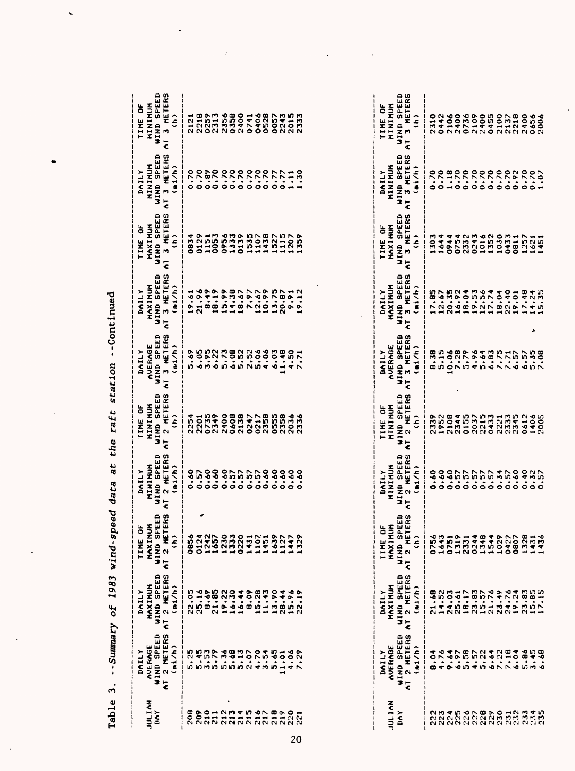Table 3. --*Summary of 1983 wind-speed data at the raft station* --Continued

| JULIAN DAY | DAILY AVERAGE WIND SPEED AT 2 METERS (mi/h) | DAILY MAXIMUM WIND SPEED AT 2 METERS (mi/h) | TIME OF MAXIMUM WIND SPEED AT 2 METERS (h) | DAILY MINIMUM WIND SPEED AT 2 METERS (mi/h) | TIME OF MINIMUM WIND SPEED AT 2 METERS (h) | DAILY AVERAGE WIND SPEED AT 3 METERS (mi/h) | DAILY MAXIMUM WIND SPEED AT 3 METERS (mi/h) | TIME OF MAXIMUM WIND SPEED AT 3 METERS (h) | DAILY MINIMUM WIND SPEED AT 3 METERS (mi/h) | TIME OF MINIMUM WIND SPEED AT 3 METERS (h) |
|---|---|---|---|---|---|---|---|---|---|---|
| 208 | 5.25 | 22.05 | 0856 | 0.60 | 2254 | 5.69 | 19.61 | 0834 | 0.70 | 2121 |
| 209 | 5.45 | 25.16 | 0124 | 0.57 | 2201 | 6.05 | 21.96 | 0129 | 0.70 | 2218 |
| 210 | 3.53 | 8.69 | 1242 | 0.60 | 0735 | 3.95 | 8.49 | 1151 | 0.89 | 0259 |
| 211 | 5.79 | 21.85 | 1657 | 0.60 | 2349 | 6.22 | 18.19 | 0053 | 0.70 | 2313 |
| 212 | 5.36 | 19.22 | 1230 | 0.60 | 2400 | 5.73 | 15.99 | 0956 | 0.70 | 2356 |
| 213 | 5.68 | 16.30 | 1333 | 0.57 | 0608 | 6.08 | 14.38 | 1333 | 0.70 | 0358 |
| 214 | 5.13 | 16.44 | 0220 | 0.57 | 2138 | 5.52 | 18.67 | 0139 | 0.70 | 2400 |
| 215 | 2.07 | 8.09 | 1431 | 0.57 | 0247 | 2.52 | 7.97 | 1535 | 0.70 | 0741 |
| 216 | 4.70 | 15.28 | 1107 | 0.57 | 0217 | 5.06 | 12.67 | 1107 | 0.70 | 0406 |
| 217 | 3.54 | 11.43 | 1451 | 0.60 | 2358 | 4.06 | 10.99 | 1438 | 0.70 | 0528 |
| 218 | 5.65 | 13.90 | 1639 | 0.60 | 0555 | 6.03 | 13.75 | 1527 | 0.77 | 0057 |
| 219 | 11.01 | 28.44 | 1127 | 0.60 | 2358 | 11.48 | 20.87 | 1115 | 0.77 | 2243 |
| 220 | 4.06 | 15.96 | 1447 | 0.60 | 2036 | 4.50 | 9.91 | 1207 | 1.11 | 2015 |
| 221 | 7.29 | 22.19 | 1329 | 0.60 | 2336 | 7.71 | 19.12 | 1359 | 1.30 | 2333 |

| JULIAN DAY | DAILY AVERAGE WIND SPEED AT 2 METERS (mi/h) | DAILY MAXIMUM WIND SPEED AT 2 METERS (mi/h) | TIME OF MAXIMUM WIND SPEED AT 2 METERS (h) | DAILY MINIMUM WIND SPEED AT 2 METERS (mi/h) | TIME OF MINIMUM WIND SPEED AT 2 METERS (h) | DAILY AVERAGE WIND SPEED AT 3 METERS (mi/h) | DAILY MAXIMUM WIND SPEED AT 3 METERS (mi/h) | TIME OF MAXIMUM WIND SPEED AT 3 METERS (h) | DAILY MINIMUM WIND SPEED AT 3 METERS (mi/h) | TIME OF MINIMUM WIND SPEED AT 3 METERS (h) |
|---|---|---|---|---|---|---|---|---|---|---|
| 222 | 8.04 | 21.68 | 0756 | 0.60 | 2339 | 8.38 | 17.85 | 1303 | 0.70 | 2310 |
| 223 | 4.76 | 14.52 | 1643 | 0.60 | 1952 | 5.15 | 12.67 | 1644 | 0.70 | 0442 |
| 224 | 9.64 | 24.03 | 0751 | 0.60 | 2108 | 10.06 | 20.35 | 0944 | 1.18 | 2106 |
| 225 | 6.97 | 25.61 | 1319 | 0.57 | 2344 | 7.28 | 16.92 | 0754 | 0.70 | 2400 |
| 226 | 5.58 | 18.17 | 2331 | 0.57 | 0155 | 5.79 | 18.04 | 2332 | 0.70 | 0736 |
| 227 | 4.57 | 23.83 | 0244 | 0.57 | 2037 | 4.96 | 19.53 | 0243 | 0.70 | 2109 |
| 228 | 5.22 | 15.57 | 1348 | 0.57 | 2215 | 5.64 | 12.56 | 1016 | 0.70 | 2400 |
| 229 | 6.64 | 21.76 | 1544 | 0.57 | 0433 | 6.83 | 17.74 | 1352 | 0.70 | 0455 |
| 230 | 7.22 | 23.49 | 1029 | 0.34 | 2221 | 7.75 | 18.04 | 1030 | 0.70 | 2100 |
| 231 | 7.18 | 24.76 | 0427 | 0.57 | 2333 | 7.71 | 22.40 | 0433 | 0.70 | 2137 |
| 232 | 6.04 | 19.24 | 0807 | 0.60 | 2345 | 6.57 | 19.01 | 0811 | 0.92 | 2218 |
| 233 | 5.86 | 23.83 | 1328 | 0.40 | 0612 | 6.57 | 17.48 | 1257 | 0.70 | 2400 |
| 234 | 3.45 | 15.85 | 1431 | 0.32 | 1406 | 5.35 | 14.24 | 1621 | 0.70 | 0656 |
| 235 | 6.68 | 17.15 | 1436 | 0.57 | 2005 | 7.08 | 15.35 | 1451 | 1.07 | 2006 |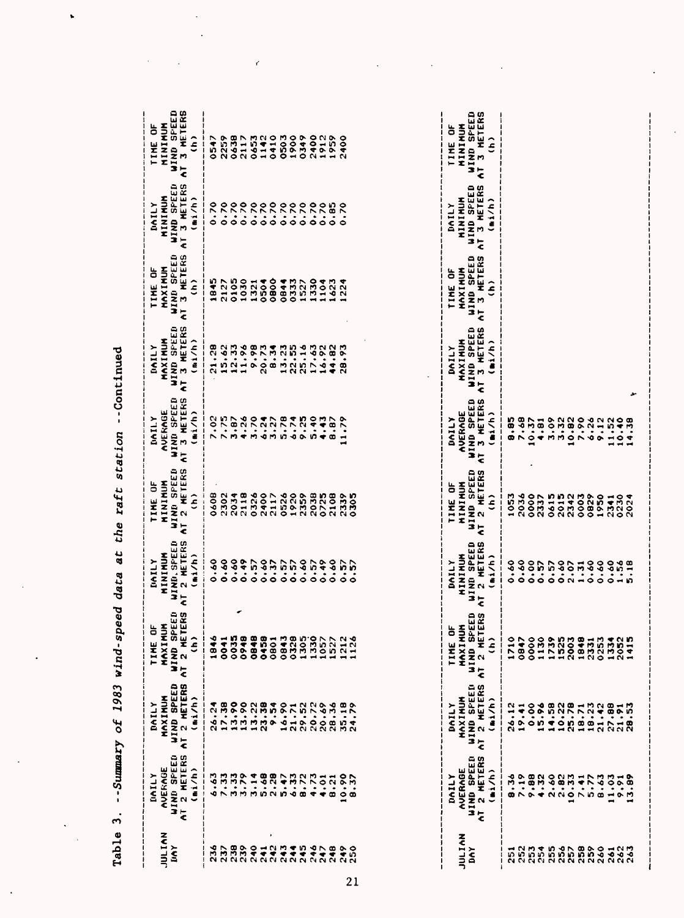Table 3. --*Summary of 1983 wind-speed data at the raft station* --Continued

| JULIAN DAY | DAILY AVERAGE WIND SPEED AT 2 METERS (mi/h) | DAILY MAXIMUM WIND SPEED AT 2 METERS (mi/h) | TIME OF MAXIMUM WIND SPEED AT 2 METERS (h) | DAILY MINIMUM WIND SPEED AT 2 METERS (mi/h) | TIME OF MINIMUM WIND SPEED AT 2 METERS (h) | DAILY AVERAGE WIND SPEED AT 3 METERS (mi/h) | DAILY MAXIMUM WIND SPEED AT 3 METERS (mi/h) | TIME OF MAXIMUM WIND SPEED AT 3 METERS (h) | DAILY MINIMUM WIND SPEED AT 3 METERS (mi/h) | TIME OF MINIMUM WIND SPEED AT 3 METERS (h) |
|---|---|---|---|---|---|---|---|---|---|---|
| 236 | 6.63 | 26.24 | 1846 | 0.60 | 0608 | 7.02 | 21.28 | 1845 | 0.70 | 0547 |
| 237 | 7.33 | 17.38 | 0041 | 0.60 | 2302 | 7.75 | 15.62 | 2127 | 0.70 | 2259 |
| 238 | 3.33 | 13.90 | 0035 | 0.60 | 2034 | 3.87 | 12.33 | 0105 | 0.70 | 0638 |
| 239 | 3.79 | 13.90 | 0948 | 0.49 | 2118 | 4.26 | 11.96 | 1030 | 0.70 | 2117 |
| 240 | 3.14 | 13.22 | 0848 | 0.57 | 0326 | 3.70 | 9.98 | 1321 | 0.70 | 0653 |
| 241 | 5.68 | 23.38 | 0458 | 0.60 | 2400 | 6.24 | 20.73 | 0504 | 0.70 | 1142 |
| 242 | 2.28 | 9.54 | 0801 | 0.37 | 2117 | 3.27 | 8.34 | 0800 | 0.70 | 0410 |
| 243 | 5.47 | 16.90 | 0843 | 0.57 | 0526 | 5.78 | 13.23 | 0844 | 0.70 | 0503 |
| 244 | 6.33 | 21.71 | 0328 | 0.57 | 1920 | 6.74 | 22.55 | 0333 | 0.70 | 1900 |
| 245 | 8.72 | 29.52 | 1305 | 0.60 | 2359 | 9.25 | 25.16 | 1527 | 0.70 | 0349 |
| 246 | 4.73 | 20.72 | 1330 | 0.57 | 2038 | 5.40 | 17.63 | 1330 | 0.70 | 2400 |
| 247 | 4.01 | 20.69 | 1057 | 0.49 | 0725 | 4.43 | 16.92 | 1104 | 0.70 | 1912 |
| 248 | 8.21 | 28.36 | 1527 | 0.60 | 2108 | 8.87 | 44.82 | 1623 | 0.85 | 1959 |
| 249 | 10.90 | 35.18 | 1212 | 0.57 | 2339 | 11.79 | 28.93 | 1224 | 0.70 | 2400 |
| 250 | 8.37 | 24.79 | 1126 | 0.57 | 0305 | | | | | |
| 251 | 8.36 | 26.12 | 1710 | 0.60 | 1053 | 8.85 | | | | |
| 252 | 7.19 | 19.41 | 0847 | 0.60 | 2036 | 7.68 | | | | |
| 253 | 9.88 | 0.00 | 0000 | 0.00 | 0000 | 10.37 | | | | |
| 254 | 4.32 | 15.96 | 1130 | 0.57 | 2337 | 4.81 | | | | |
| 255 | 2.60 | 14.58 | 1739 | 0.57 | 0615 | 3.09 | | | | |
| 256 | 2.82 | 10.22 | 1525 | 0.60 | 2015 | 3.32 | | | | |
| 257 | 10.33 | 25.78 | 2003 | 2.07 | 2342 | 10.82 | | | | |
| 258 | 7.41 | 18.71 | 1848 | 1.31 | 0003 | 7.90 | | | | |
| 259 | 5.77 | 18.23 | 2331 | 0.60 | 0829 | 6.26 | | | | |
| 260 | 8.63 | 21.42 | 0253 | 0.60 | 1950 | 9.12 | | | | |
| 261 | 11.03 | 27.88 | 1334 | 0.60 | 2341 | 11.52 | | | | |
| 262 | 9.91 | 21.91 | 2052 | 1.56 | 0230 | 10.40 | | | | |
| 263 | 13.89 | 28.53 | 1415 | 5.18 | 2024 | 14.38 | | | | |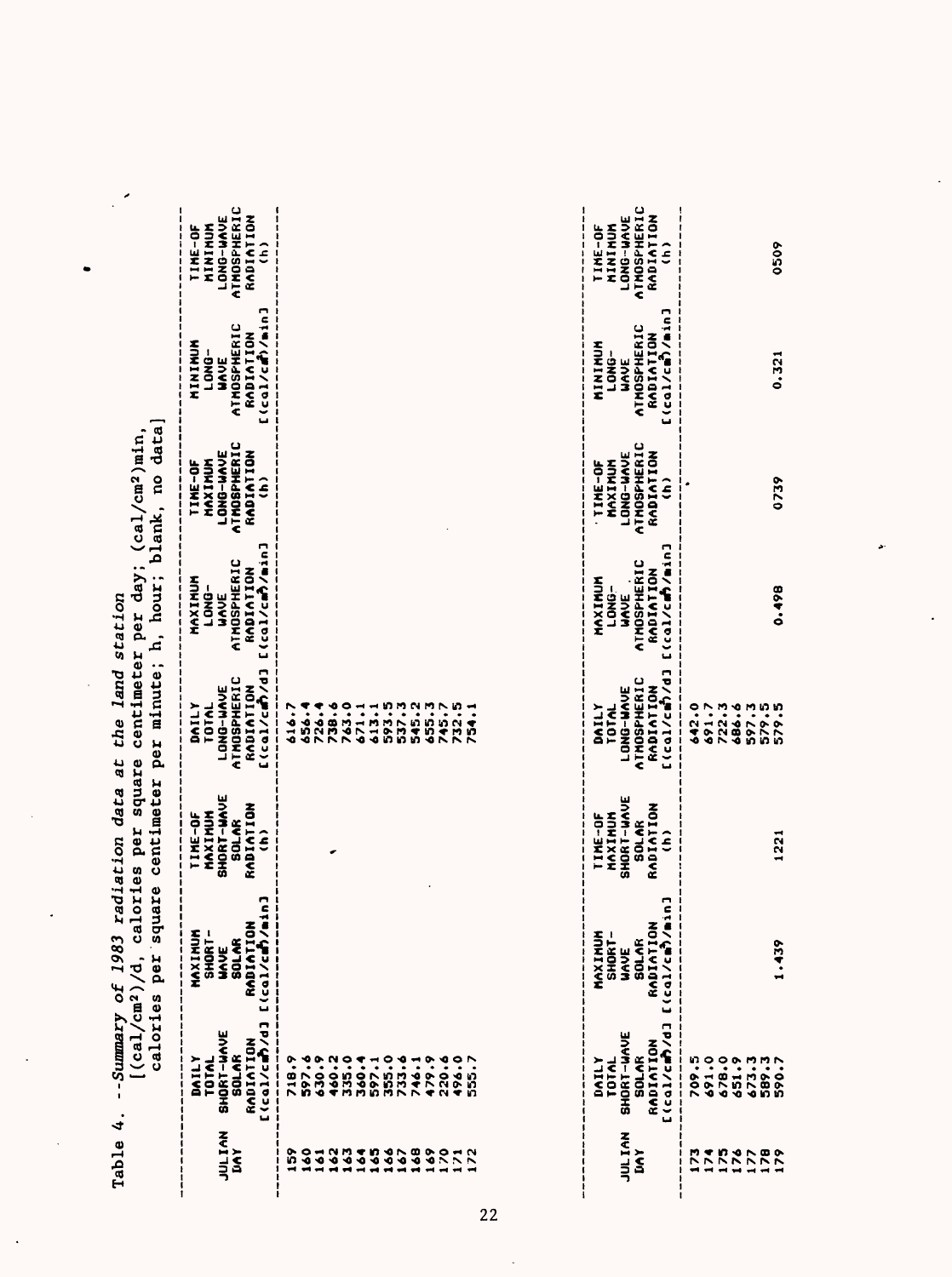Table 4. --*Summary of 1983 radiation data at the land station*
[(cal/cm²)/d, calories per square centimeter per day; (cal/cm²)/min, calories per square centimeter per minute; h, hour; blank, no data]

| JULIAN DAY | DAILY TOTAL SHORT-WAVE SOLAR RADIATION [(cal/cm²)/d] | MAXIMUM SHORT-WAVE SOLAR RADIATION [(cal/cm²)/min] | TIME-OF MAXIMUM SHORT-WAVE SOLAR RADIATION (h) | DAILY TOTAL LONG-WAVE ATMOSPHERIC RADIATION [(cal/cm²)/d] | MAXIMUM LONG-WAVE ATMOSPHERIC RADIATION [(cal/cm²)/min] | TIME-OF MAXIMUM LONG-WAVE ATMOSPHERIC RADIATION (h) | MINIMUM LONG-WAVE ATMOSPHERIC RADIATION [(cal/cm²)/min] | TIME-OF MINIMUM LONG-WAVE ATMOSPHERIC RADIATION (h) |
|---|---|---|---|---|---|---|---|---|
| 159 | 718.9 | | | 616.7 | | | | |
| 160 | 597.6 | | | 656.4 | | | | |
| 161 | 630.9 | | | 726.4 | | | | |
| 162 | 460.2 | | | 738.6 | | | | |
| 163 | 335.0 | | | 763.0 | | | | |
| 164 | 360.4 | | | 671.1 | | | | |
| 165 | 597.1 | | | 613.1 | | | | |
| 166 | 355.0 | | | 593.5 | | | | |
| 167 | 733.6 | | | 537.3 | | | | |
| 168 | 746.1 | | | 545.2 | | | | |
| 169 | 479.9 | | | 655.3 | | | | |
| 170 | 220.6 | | | 745.7 | | | | |
| 171 | 496.0 | | | 732.5 | | | | |
| 172 | 555.7 | | | 754.1 | | | | |
| 173 | 709.5 | | | 642.0 | | | | |
| 174 | 691.0 | | | 691.7 | | | | |
| 175 | 678.0 | | | 722.3 | | | | |
| 176 | 651.9 | | | 686.6 | | | | |
| 177 | 673.3 | | | 597.3 | | | | |
| 178 | 589.3 | | | 579.5 | | | | |
| 179 | 590.7 | 1.439 | 1221 | 579.5 | 0.498 | 0739 | 0.321 | 0509 |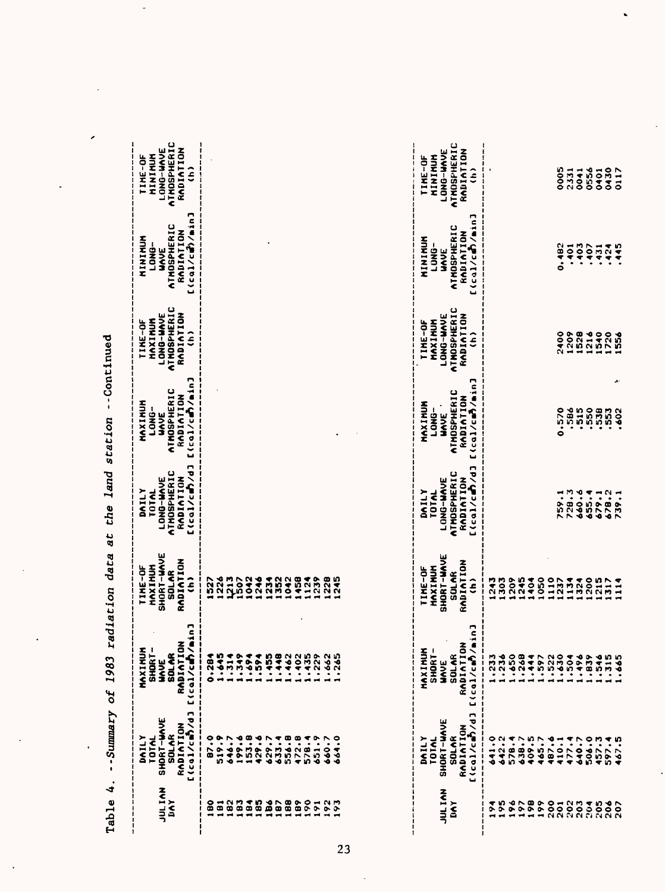Table 4. --Summary of 1983 radiation data at the land station --Continued

| JULIAN DAY | DAILY TOTAL SHORT-WAVE SOLAR RADIATION [(cal/cm²)/d] | MAXIMUM SHORT-WAVE SOLAR RADIATION [(cal/cm²)/min] | TIME-OF MAXIMUM SHORT-WAVE SOLAR RADIATION (h) | DAILY TOTAL LONG-WAVE ATMOSPHERIC RADIATION [(cal/cm²)/d] | MAXIMUM LONG-WAVE ATMOSPHERIC RADIATION [(cal/cm²)/min] | TIME-OF MAXIMUM LONG-WAVE ATMOSPHERIC RADIATION (h) | MINIMUM LONG-WAVE ATMOSPHERIC RADIATION [(cal/cm²)/min] | TIME-OF MINIMUM LONG-WAVE ATMOSPHERIC RADIATION (h) |
|---|---|---|---|---|---|---|---|---|
| 180 | 87.0 | 0.284 | 1527 | | | | | |
| 181 | 519.9 | 1.645 | 1226 | | | | | |
| 182 | 646.7 | 1.314 | 1213 | | | | | |
| 183 | 199.6 | 1.349 | 1507 | | | | | |
| 184 | 153.8 | 1.694 | 1042 | | | | | |
| 185 | 429.6 | 1.594 | 1246 | | | | | |
| 186 | 629.7 | 1.455 | 1234 | | | | | |
| 187 | 633.4 | 1.448 | 1352 | | | | | |
| 188 | 556.8 | 1.462 | 1042 | | | | | |
| 189 | 472.8 | 1.402 | 1458 | | | | | |
| 190 | 578.4 | 1.435 | 1124 | | | | | |
| 191 | 651.9 | 1.229 | 1239 | | | | | |
| 192 | 660.7 | 1.662 | 1228 | | | | | |
| 193 | 664.0 | 1.265 | 1245 | | | | | |

| JULIAN DAY | DAILY TOTAL SHORT-WAVE SOLAR RADIATION [(cal/cm²)/d] | MAXIMUM SHORT-WAVE SOLAR RADIATION [(cal/cm²)/min] | TIME-OF MAXIMUM SHORT-WAVE SOLAR RADIATION (h) | DAILY TOTAL LONG-WAVE ATMOSPHERIC RADIATION [(cal/cm²)/d] | MAXIMUM LONG-WAVE ATMOSPHERIC RADIATION [(cal/cm²)/min] | TIME-OF MAXIMUM LONG-WAVE ATMOSPHERIC RADIATION (h) | MINIMUM LONG-WAVE ATMOSPHERIC RADIATION [(cal/cm²)/min] | TIME-OF MINIMUM LONG-WAVE ATMOSPHERIC RADIATION (h) |
|---|---|---|---|---|---|---|---|---|
| 194 | 641.0 | 1.233 | 1243 | | | | | |
| 195 | 642.2 | 1.236 | 1303 | | | | | |
| 196 | 578.4 | 1.650 | 1209 | | | | | |
| 197 | 638.7 | 1.268 | 1245 | | | | | |
| 198 | 409.5 | 1.444 | 1404 | | | | | |
| 199 | 465.7 | 1.597 | 1050 | | | | | |
| 200 | 487.6 | 1.522 | 1110 | | | | | |
| 201 | 410.1 | 1.630 | 1237 | 759.1 | 0.570 | 2400 | 0.482 | 0005 |
| 202 | 477.4 | 1.504 | 1134 | 728.3 | .586 | 1209 | .401 | 2331 |
| 203 | 640.7 | 1.496 | 1324 | 660.6 | .515 | 1528 | .403 | 0041 |
| 204 | 506.0 | 1.839 | 1200 | 655.4 | .550 | 1216 | .407 | 0556 |
| 205 | 457.3 | 1.546 | 1215 | 679.1 | .538 | 1540 | .431 | 0401 |
| 206 | 597.4 | 1.315 | 1317 | 678.2 | .553 | 1720 | .424 | 0430 |
| 207 | 467.5 | 1.665 | 1114 | 739.1 | .602 | 1556 | .445 | 0117 |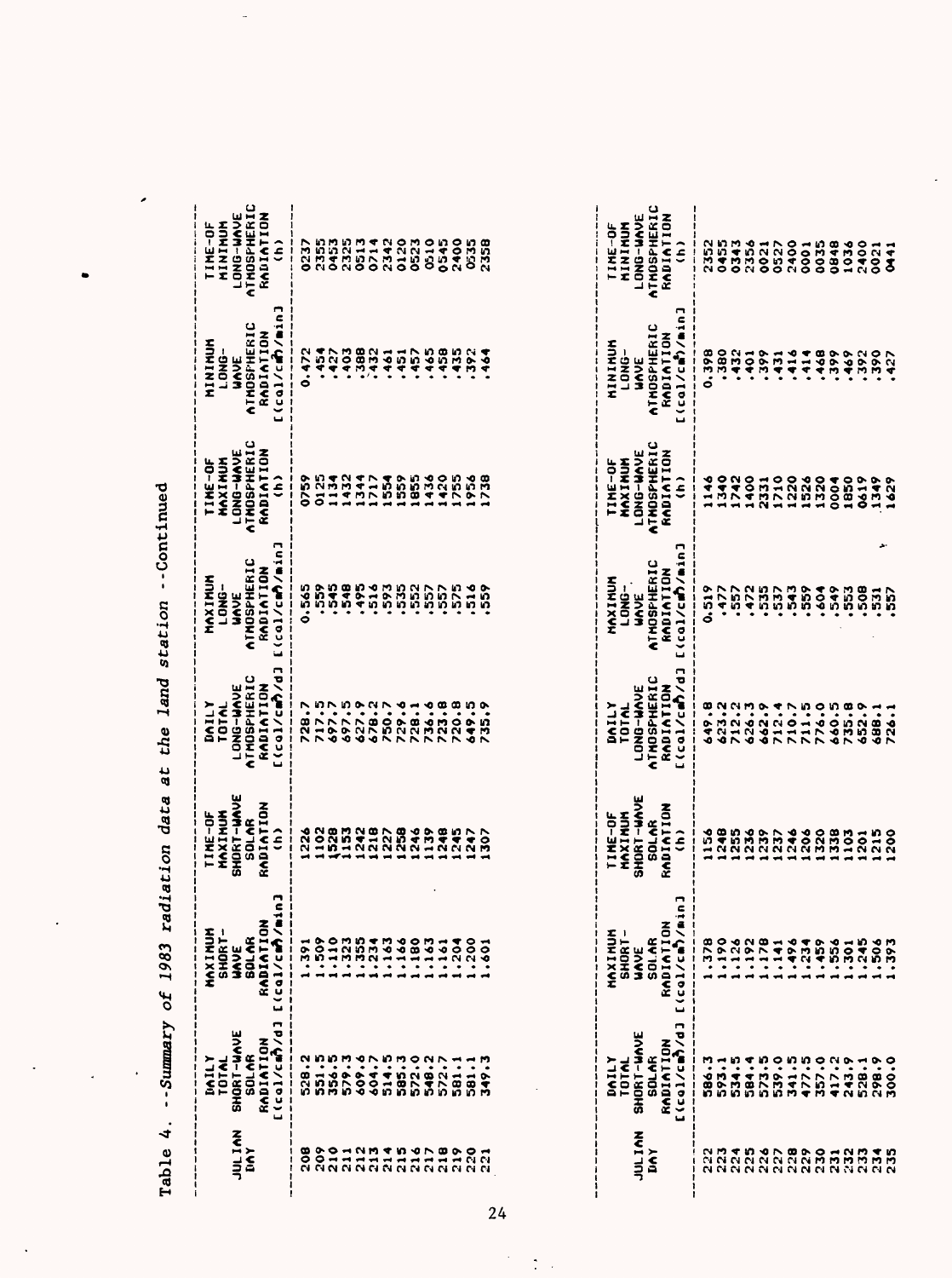Table 4. --*Summary of 1983 radiation data at the land station* --Continued

| JULIAN DAY | DAILY TOTAL SHORT-WAVE SOLAR RADIATION [(cal/cm²)/d] | MAXIMUM SHORT-WAVE SOLAR RADIATION [(cal/cm²)/min] | TIME-OF MAXIMUM SHORT-WAVE SOLAR RADIATION (h) | DAILY TOTAL LONG-WAVE ATMOSPHERIC RADIATION [(cal/cm²)/d] | MAXIMUM LONG-WAVE ATMOSPHERIC RADIATION [(cal/cm²)/min] | TIME-OF MAXIMUM LONG-WAVE ATMOSPHERIC RADIATION (h) | MINIMUM LONG-WAVE ATMOSPHERIC RADIATION [(cal/cm²)/min] | TIME-OF MINIMUM LONG-WAVE ATMOSPHERIC RADIATION (h) |
|---|---|---|---|---|---|---|---|---|
| 208 | 528.2 | 1.391 | 1226 | 728.7 | 0.565 | 0759 | 0.472 | 0237 |
| 209 | 551.5 | 1.509 | 1102 | 717.5 | .559 | 0125 | .454 | 2355 |
| 210 | 356.5 | 1.110 | 1528 | 697.7 | .545 | 1134 | .427 | 0453 |
| 211 | 579.3 | 1.323 | 1153 | 697.5 | .548 | 1432 | .403 | 2325 |
| 212 | 609.6 | 1.355 | 1242 | 627.9 | .495 | 1344 | .388 | 0513 |
| 213 | 604.7 | 1.234 | 1218 | 678.2 | .516 | 1717 | .432 | 0714 |
| 214 | 514.5 | 1.163 | 1227 | 750.7 | .593 | 1554 | .461 | 2342 |
| 215 | 585.3 | 1.166 | 1258 | 729.6 | .535 | 1559 | .451 | 0120 |
| 216 | 572.0 | 1.180 | 1246 | 728.1 | .552 | 1855 | .457 | 0523 |
| 217 | 548.2 | 1.163 | 1139 | 736.6 | .557 | 1436 | .465 | 0510 |
| 218 | 572.7 | 1.161 | 1248 | 723.8 | .557 | 1420 | .458 | 0545 |
| 219 | 581.1 | 1.204 | 1245 | 720.8 | .575 | 1755 | .435 | 2400 |
| 220 | 581.1 | 1.200 | 1247 | 649.5 | .516 | 1956 | .392 | 0535 |
| 221 | 349.3 | 1.601 | 1307 | 735.9 | .559 | 1738 | .464 | 2358 |

| JULIAN DAY | DAILY TOTAL SHORT-WAVE SOLAR RADIATION [(cal/cm²)/d] | MAXIMUM SHORT-WAVE SOLAR RADIATION [(cal/cm²)/min] | TIME-OF MAXIMUM SHORT-WAVE SOLAR RADIATION (h) | DAILY TOTAL LONG-WAVE ATMOSPHERIC RADIATION [(cal/cm²)/d] | MAXIMUM LONG-WAVE ATMOSPHERIC RADIATION [(cal/cm²)/min] | TIME-OF MAXIMUM LONG-WAVE ATMOSPHERIC RADIATION (h) | MINIMUM LONG-WAVE ATMOSPHERIC RADIATION [(cal/cm²)/min] | TIME-OF MINIMUM LONG-WAVE ATMOSPHERIC RADIATION (h) |
|---|---|---|---|---|---|---|---|---|
| 222 | 586.3 | 1.378 | 1156 | 649.8 | 0.519 | 1146 | 0.398 | 2352 |
| 223 | 593.1 | 1.190 | 1248 | 623.2 | .477 | 1340 | .380 | 0455 |
| 224 | 534.5 | 1.126 | 1255 | 712.2 | .557 | 1742 | .432 | 0343 |
| 225 | 584.4 | 1.192 | 1236 | 626.3 | .472 | 1400 | .401 | 2356 |
| 226 | 573.5 | 1.178 | 1239 | 662.9 | .535 | 2331 | .399 | 0021 |
| 227 | 539.0 | 1.141 | 1237 | 712.4 | .537 | 1710 | .431 | 0527 |
| 228 | 341.5 | 1.496 | 1246 | 710.7 | .543 | 1220 | .416 | 2400 |
| 229 | 477.5 | 1.234 | 1206 | 711.5 | .559 | 1526 | .414 | 0001 |
| 230 | 357.0 | 1.459 | 1320 | 776.0 | .604 | 1320 | .468 | 0035 |
| 231 | 417.2 | 1.556 | 1338 | 660.5 | .549 | 0004 | .399 | 0848 |
| 232 | 243.9 | 1.301 | 1103 | 735.8 | .553 | 1850 | .469 | 1036 |
| 233 | 528.1 | 1.245 | 1201 | 652.9 | .508 | 0619 | .392 | 2400 |
| 234 | 298.9 | 1.506 | 1215 | 688.1 | .531 | 1349 | .390 | 0021 |
| 235 | 300.0 | 1.393 | 1200 | 726.1 | .557 | 1629 | .427 | 0441 |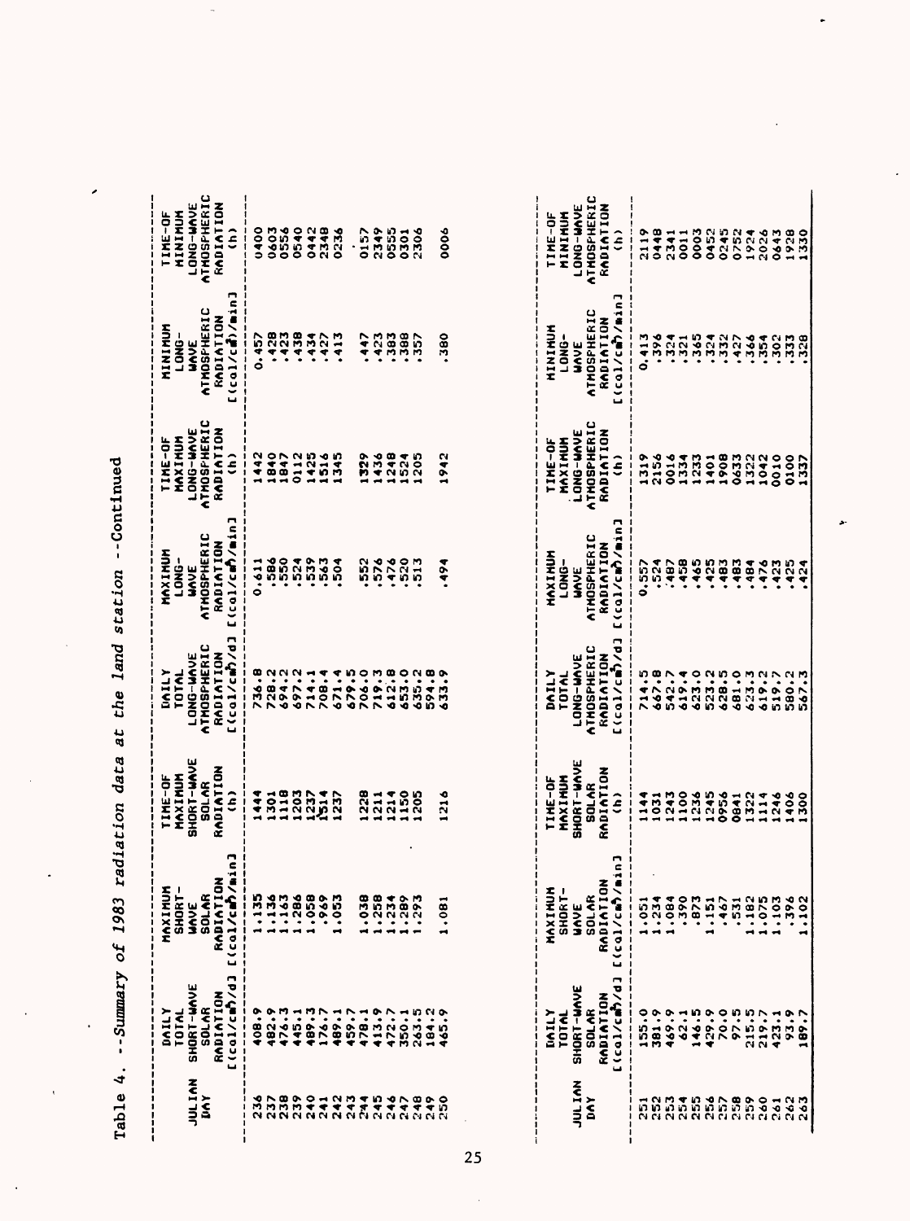Table 4. --*Summary of 1983 radiation data at the land station* --Continued

| JULIAN DAY | DAILY TOTAL SHORT-WAVE SOLAR RADIATION [(cal/cm²)/d] | MAXIMUM SHORT-WAVE SOLAR RADIATION [(cal/cm²)/min] | TIME-OF MAXIMUM SHORT-WAVE SOLAR RADIATION (h) | DAILY TOTAL LONG-WAVE ATMOSPHERIC RADIATION [(cal/cm²)/d] | MAXIMUM LONG-WAVE ATMOSPHERIC RADIATION [(cal/cm²)/min] | TIME-OF MAXIMUM LONG-WAVE ATMOSPHERIC RADIATION (h) | MINIMUM LONG-WAVE ATMOSPHERIC RADIATION [(cal/cm²)/min] | TIME-OF MINIMUM LONG-WAVE ATMOSPHERIC RADIATION (h) |
|---|---|---|---|---|---|---|---|---|
| 236 | 408.9 | 1.135 | 1444 | 736.8 | 0.611 | 1442 | 0.457 | 0400 |
| 237 | 482.9 | 1.136 | 1301 | 728.2 | .586 | 1840 | .428 | 0603 |
| 238 | 476.3 | 1.163 | 1118 | 694.2 | .550 | 1847 | .423 | 0556 |
| 239 | 445.1 | 1.286 | 1203 | 697.2 | .524 | 0112 | .438 | 0540 |
| 240 | 489.3 | 1.058 | 1237 | 714.1 | .539 | 1425 | .434 | 0442 |
| 241 | 176.7 | .969 | 1514 | 708.4 | .563 | 1516 | .427 | 2348 |
| 242 | 489.1 | 1.053 | 1237 | 671.4 | .504 | 1345 | .413 | 0236 |
| 243 | 459.7 | | | 679.5 | | | | |
| 244 | 478.1 | 1.038 | 1228 | 706.0 | .552 | 1329 | .447 | 0157 |
| 245 | 413.9 | 1.258 | 1211 | 719.3 | .576 | 1436 | .423 | 2349 |
| 246 | 472.7 | 1.234 | 1214 | 612.8 | .476 | 1248 | .383 | 0555 |
| 247 | 350.1 | 1.289 | 1150 | 653.0 | .520 | 1524 | .388 | 0301 |
| 248 | 263.5 | 1.293 | 1205 | 635.2 | .513 | 1205 | .357 | 2306 |
| 249 | 184.2 | | | 594.8 | | | | |
| 250 | 465.9 | 1.081 | 1216 | 633.9 | .494 | 1942 | .380 | 0006 |
| 251 | 155.0 | 1.051 | 1144 | 714.5 | 0.557 | 1319 | 0.413 | 2119 |
| 252 | 381.9 | 1.234 | 1031 | 667.8 | .524 | 2156 | .396 | 0448 |
| 253 | 469.9 | 1.084 | 1243 | 542.7 | .487 | 0016 | .324 | 2341 |
| 254 | 62.1 | .390 | 1100 | 619.4 | .458 | 1334 | .321 | 0011 |
| 255 | 146.5 | .873 | 1236 | 623.0 | .465 | 1233 | .365 | 0003 |
| 256 | 429.9 | 1.151 | 1245 | 523.2 | .425 | 1401 | .324 | 0452 |
| 257 | 70.0 | .467 | 0956 | 628.5 | .483 | 1908 | .332 | 0245 |
| 258 | 97.5 | .531 | 0841 | 681.0 | .483 | 0633 | .427 | 0752 |
| 259 | 215.5 | 1.182 | 1322 | 623.3 | .484 | 1322 | .366 | 1924 |
| 260 | 219.7 | 1.075 | 1114 | 619.2 | .476 | 1042 | .354 | 2026 |
| 261 | 423.1 | 1.103 | 1246 | 519.7 | .423 | 0010 | .302 | 0643 |
| 262 | 93.9 | .396 | 1406 | 580.2 | .425 | 0100 | .333 | 1928 |
| 263 | 189.7 | 1.102 | 1300 | 567.3 | .424 | 1337 | .328 | 1330 |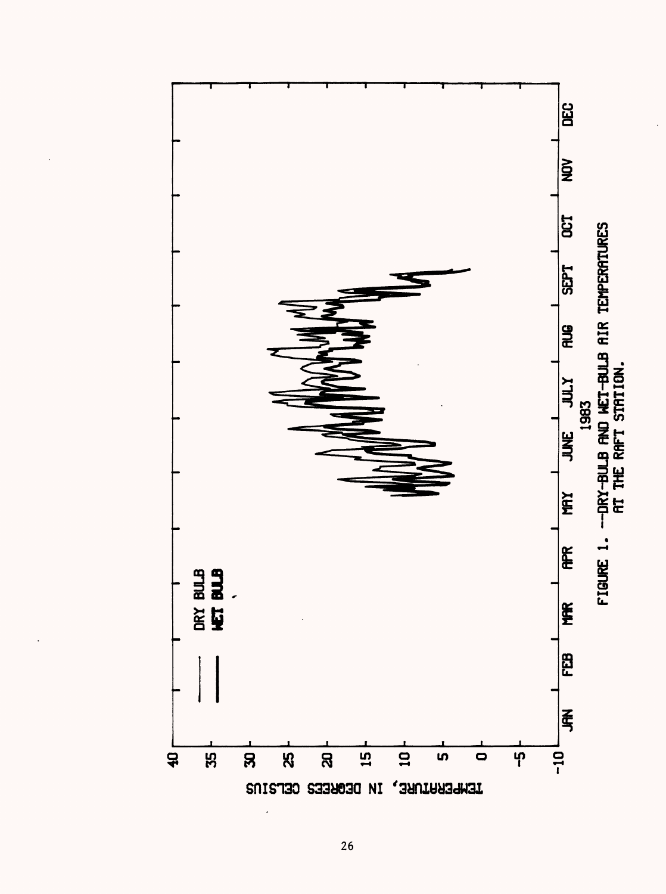FIGURE 1. --DRY-BULB AND WET-BULB AIR TEMPERATURES AT THE RAFT STATION.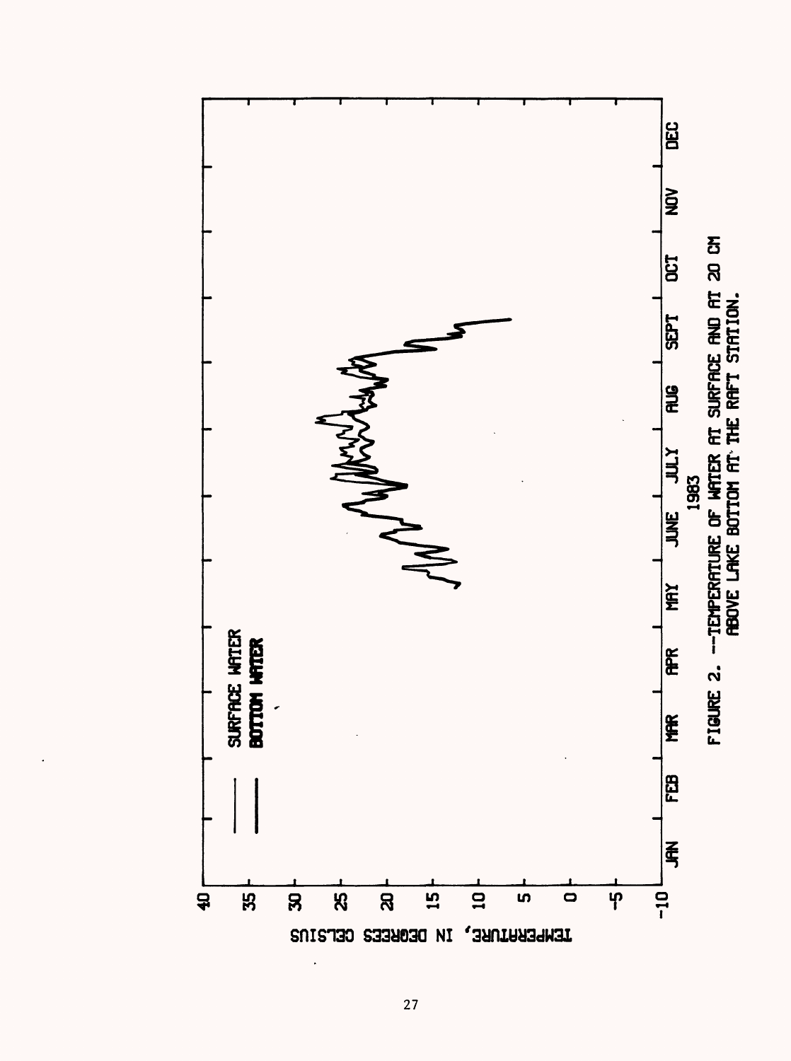FIGURE 2. --TEMPERATURE OF WATER AT SURFACE AND AT 20 CM ABOVE LAKE BOTTOM AT THE RAFT STATION.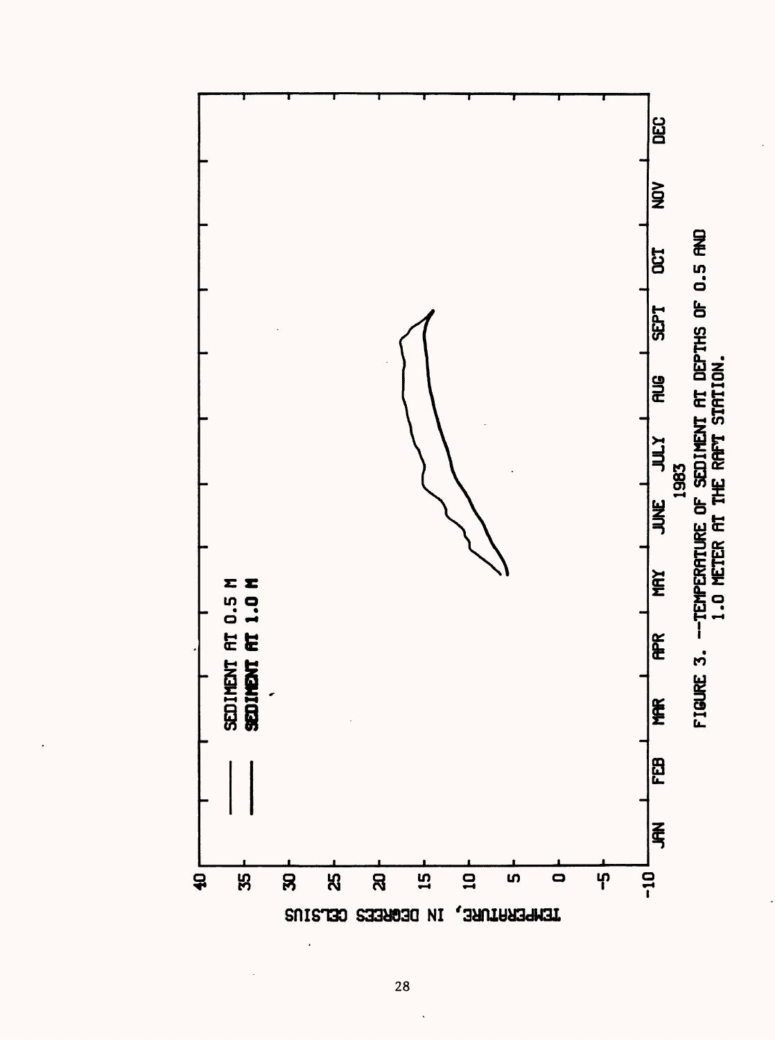40
35
30
25
20
15
10
5
0
-5
-10

TEMPERATURE, IN DEGREES CELSIUS

SEDIMENT AT 0.5 M
SEDIMENT AT 1.0 M

JAN FEB MAR APR MAY JUNE JULY AUG SEPT OCT NOV DEC
1983

FIGURE 3. --TEMPERATURE OF SEDIMENT AT DEPTHS OF 0.5 AND 1.0 METER AT THE RAFT STATION.